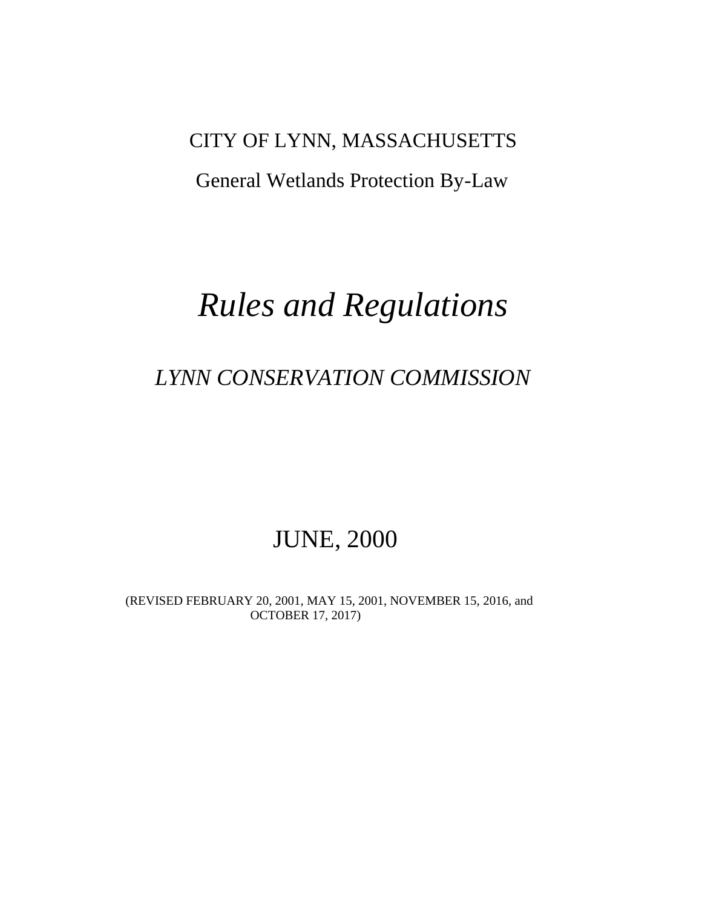CITY OF LYNN, MASSACHUSETTS

General Wetlands Protection By-Law

# *Rules and Regulations*

## *LYNN CONSERVATION COMMISSION*

JUNE, 2000

(REVISED FEBRUARY 20, 2001, MAY 15, 2001, NOVEMBER 15, 2016, and OCTOBER 17, 2017)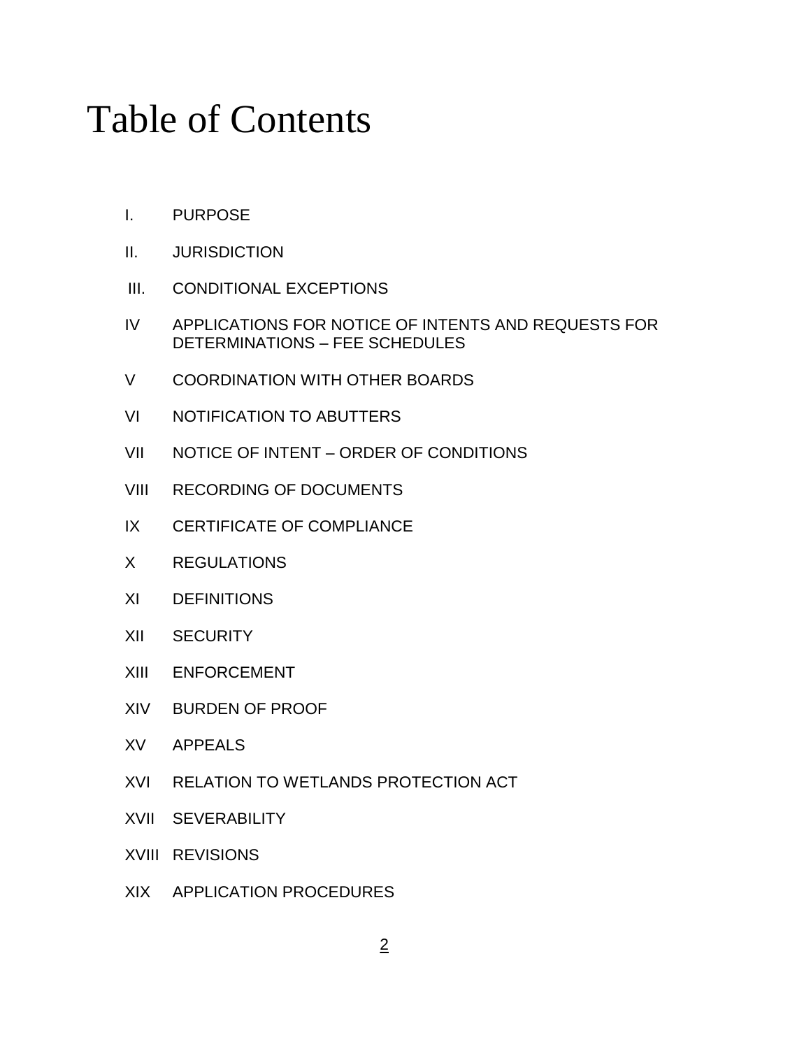# Table of Contents

I. PURPOSE

II. JURISDICTION

III. CONDITIONAL EXCEPTIONS

IV APPLICATIONS FOR NOTICE OF INTENTS AND REQUESTS FOR DETERMINATIONS – FEE SCHEDULES

V COORDINATION WITH OTHER BOARDS

VI NOTIFICATION TO ABUTTERS

VII NOTICE OF INTENT – ORDER OF CONDITIONS

VIII RECORDING OF DOCUMENTS

IX CERTIFICATE OF COMPLIANCE

X REGULATIONS

XI DEFINITIONS

XII SECURITY

XIII ENFORCEMENT

XIV BURDEN OF PROOF

XV APPEALS

XVI RELATION TO WETLANDS PROTECTION ACT

XVII SEVERABILITY

XVIII REVISIONS

XIX APPLICATION PROCEDURES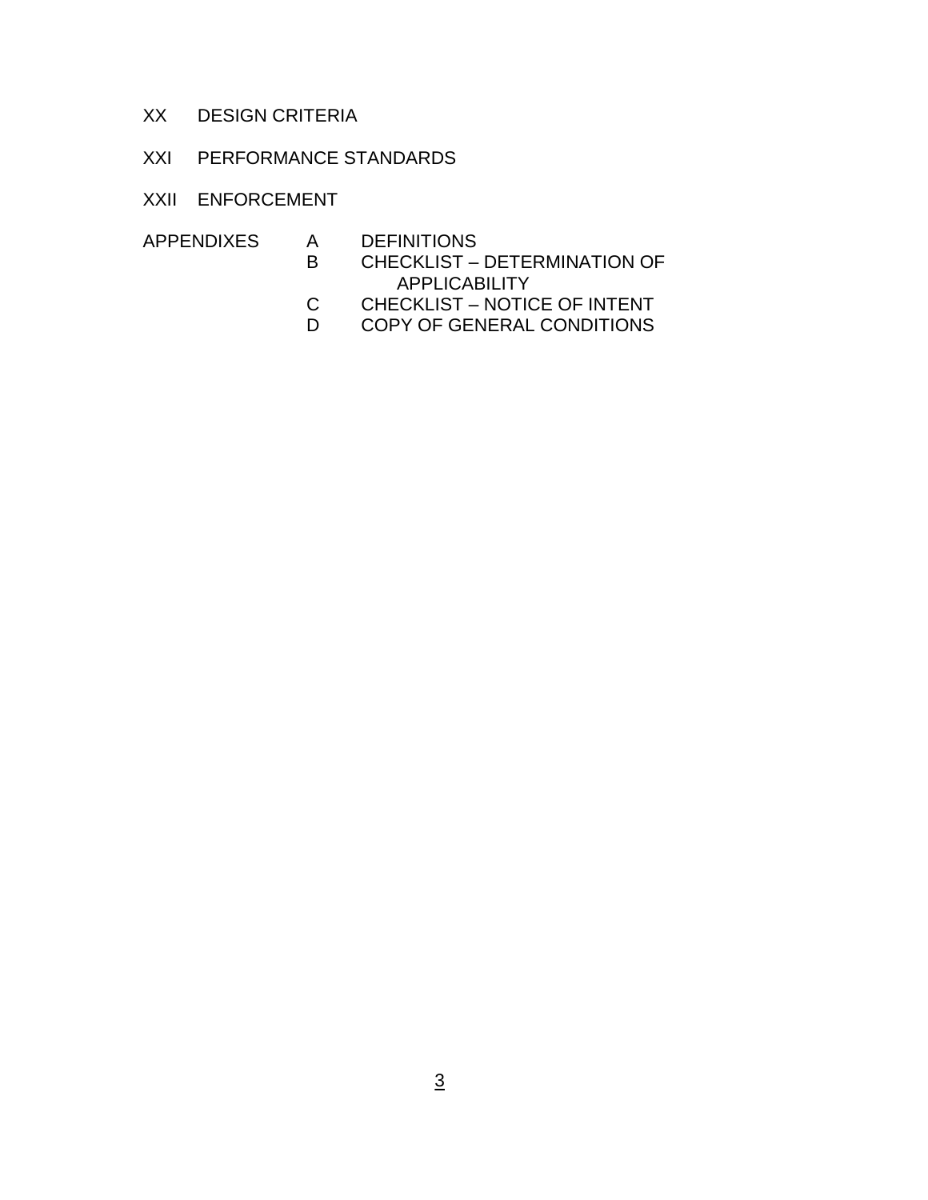XX DESIGN CRITERIA

XXI PERFORMANCE STANDARDS

XXII ENFORCEMENT

APPENDIXES

- A DEFINITIONS
- B CHECKLIST – DETERMINATION OF APPLICABILITY
- C CHECKLIST – NOTICE OF INTENT
- D COPY OF GENERAL CONDITIONS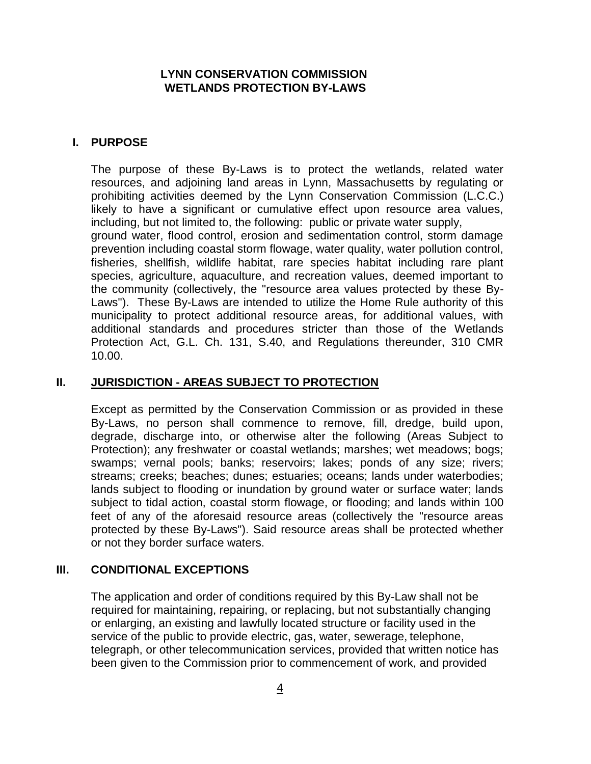# LYNN CONSERVATION COMMISSION
# WETLANDS PROTECTION BY-LAWS

## I. PURPOSE

The purpose of these By-Laws is to protect the wetlands, related water resources, and adjoining land areas in Lynn, Massachusetts by regulating or prohibiting activities deemed by the Lynn Conservation Commission (L.C.C.) likely to have a significant or cumulative effect upon resource area values, including, but not limited to, the following: public or private water supply, ground water, flood control, erosion and sedimentation control, storm damage prevention including coastal storm flowage, water quality, water pollution control, fisheries, shellfish, wildlife habitat, rare species habitat including rare plant species, agriculture, aquaculture, and recreation values, deemed important to the community (collectively, the "resource area values protected by these By-Laws"). These By-Laws are intended to utilize the Home Rule authority of this municipality to protect additional resource areas, for additional values, with additional standards and procedures stricter than those of the Wetlands Protection Act, G.L. Ch. 131, S.40, and Regulations thereunder, 310 CMR 10.00.

## II. JURISDICTION - AREAS SUBJECT TO PROTECTION

Except as permitted by the Conservation Commission or as provided in these By-Laws, no person shall commence to remove, fill, dredge, build upon, degrade, discharge into, or otherwise alter the following (Areas Subject to Protection); any freshwater or coastal wetlands; marshes; wet meadows; bogs; swamps; vernal pools; banks; reservoirs; lakes; ponds of any size; rivers; streams; creeks; beaches; dunes; estuaries; oceans; lands under waterbodies; lands subject to flooding or inundation by ground water or surface water; lands subject to tidal action, coastal storm flowage, or flooding; and lands within 100 feet of any of the aforesaid resource areas (collectively the "resource areas protected by these By-Laws"). Said resource areas shall be protected whether or not they border surface waters.

## III. CONDITIONAL EXCEPTIONS

The application and order of conditions required by this By-Law shall not be required for maintaining, repairing, or replacing, but not substantially changing or enlarging, an existing and lawfully located structure or facility used in the service of the public to provide electric, gas, water, sewerage, telephone, telegraph, or other telecommunication services, provided that written notice has been given to the Commission prior to commencement of work, and provided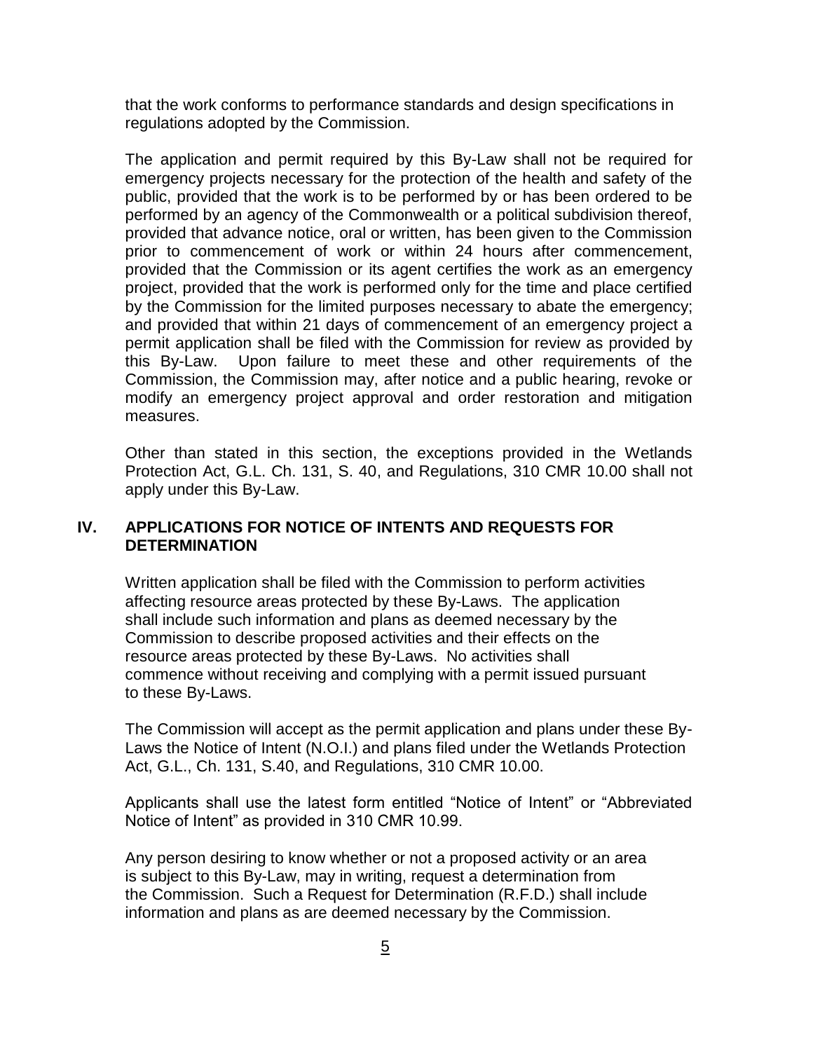that the work conforms to performance standards and design specifications in regulations adopted by the Commission.

The application and permit required by this By-Law shall not be required for emergency projects necessary for the protection of the health and safety of the public, provided that the work is to be performed by or has been ordered to be performed by an agency of the Commonwealth or a political subdivision thereof, provided that advance notice, oral or written, has been given to the Commission prior to commencement of work or within 24 hours after commencement, provided that the Commission or its agent certifies the work as an emergency project, provided that the work is performed only for the time and place certified by the Commission for the limited purposes necessary to abate the emergency; and provided that within 21 days of commencement of an emergency project a permit application shall be filed with the Commission for review as provided by this By-Law. Upon failure to meet these and other requirements of the Commission, the Commission may, after notice and a public hearing, revoke or modify an emergency project approval and order restoration and mitigation measures.

Other than stated in this section, the exceptions provided in the Wetlands Protection Act, G.L. Ch. 131, S. 40, and Regulations, 310 CMR 10.00 shall not apply under this By-Law.

## IV. APPLICATIONS FOR NOTICE OF INTENTS AND REQUESTS FOR DETERMINATION

Written application shall be filed with the Commission to perform activities affecting resource areas protected by these By-Laws. The application shall include such information and plans as deemed necessary by the Commission to describe proposed activities and their effects on the resource areas protected by these By-Laws. No activities shall commence without receiving and complying with a permit issued pursuant to these By-Laws.

The Commission will accept as the permit application and plans under these By-Laws the Notice of Intent (N.O.I.) and plans filed under the Wetlands Protection Act, G.L., Ch. 131, S.40, and Regulations, 310 CMR 10.00.

Applicants shall use the latest form entitled “Notice of Intent” or “Abbreviated Notice of Intent” as provided in 310 CMR 10.99.

Any person desiring to know whether or not a proposed activity or an area is subject to this By-Law, may in writing, request a determination from the Commission. Such a Request for Determination (R.F.D.) shall include information and plans as are deemed necessary by the Commission.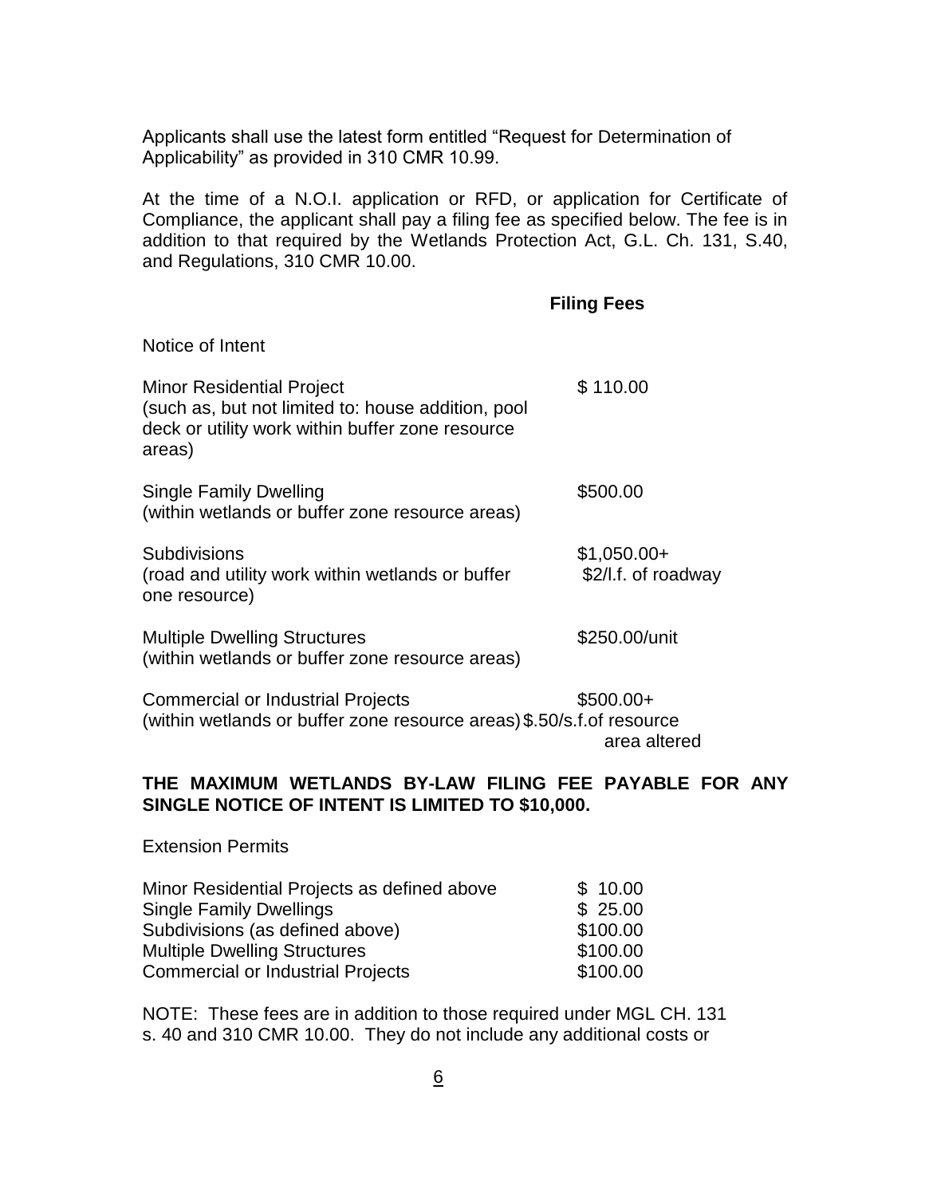Applicants shall use the latest form entitled "Request for Determination of Applicability" as provided in 310 CMR 10.99.

At the time of a N.O.I. application or RFD, or application for Certificate of Compliance, the applicant shall pay a filing fee as specified below. The fee is in addition to that required by the Wetlands Protection Act, G.L. Ch. 131, S.40, and Regulations, 310 CMR 10.00.

| | **Filing Fees** |
|---|---|
| Notice of Intent | |
| Minor Residential Project (such as, but not limited to: house addition, pool deck or utility work within buffer zone resource areas) | $ 110.00 |
| Single Family Dwelling (within wetlands or buffer zone resource areas) | $500.00 |
| Subdivisions (road and utility work within wetlands or buffer one resource) | $1,050.00+ $2/l.f. of roadway |
| Multiple Dwelling Structures (within wetlands or buffer zone resource areas) | $250.00/unit |
| Commercial or Industrial Projects (within wetlands or buffer zone resource areas) | $500.00+ $.50/s.f.of resource area altered |

**THE MAXIMUM WETLANDS BY-LAW FILING FEE PAYABLE FOR ANY SINGLE NOTICE OF INTENT IS LIMITED TO $10,000.**

Extension Permits

| | |
|---|---|
| Minor Residential Projects as defined above | $ 10.00 |
| Single Family Dwellings | $ 25.00 |
| Subdivisions (as defined above) | $100.00 |
| Multiple Dwelling Structures | $100.00 |
| Commercial or Industrial Projects | $100.00 |

NOTE: These fees are in addition to those required under MGL CH. 131 s. 40 and 310 CMR 10.00. They do not include any additional costs or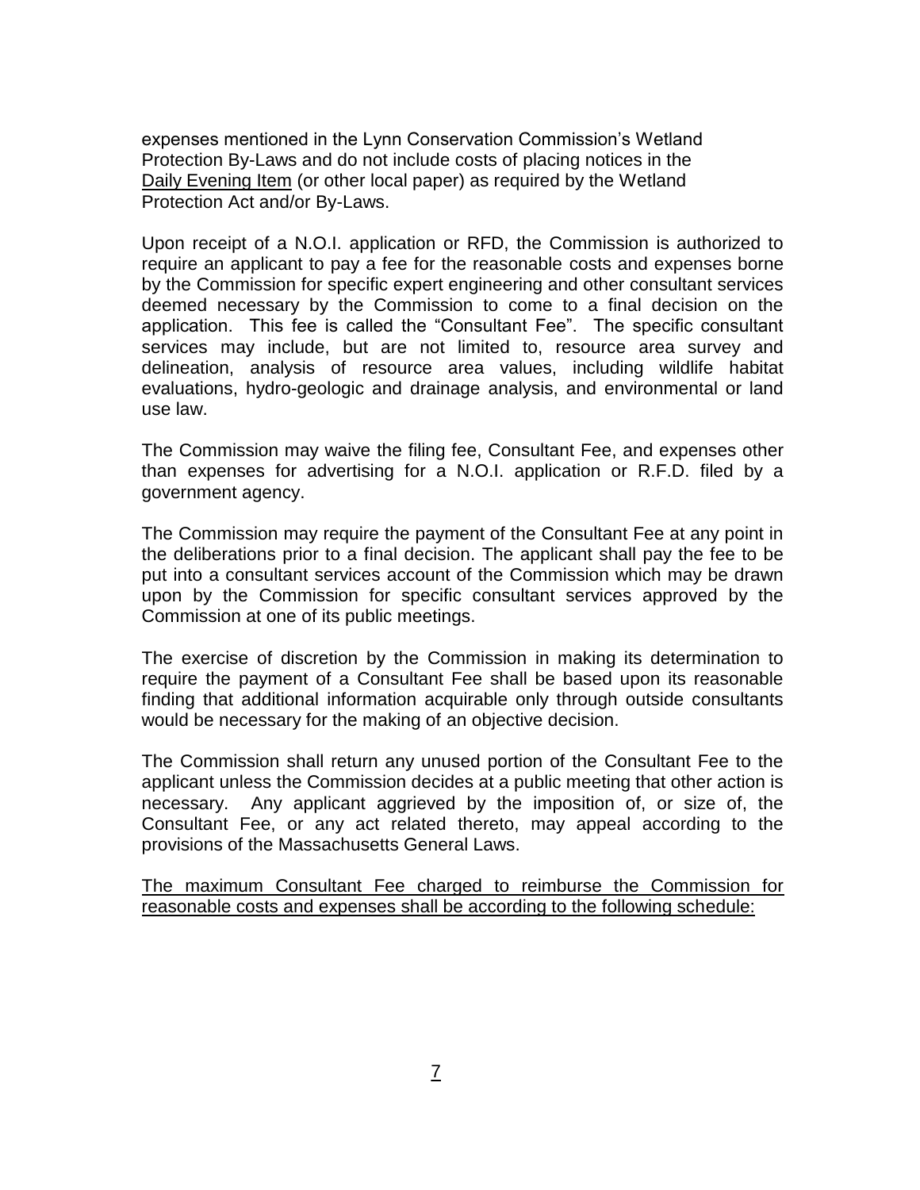expenses mentioned in the Lynn Conservation Commission's Wetland Protection By-Laws and do not include costs of placing notices in the <u>Daily Evening Item</u> (or other local paper) as required by the Wetland Protection Act and/or By-Laws.

Upon receipt of a N.O.I. application or RFD, the Commission is authorized to require an applicant to pay a fee for the reasonable costs and expenses borne by the Commission for specific expert engineering and other consultant services deemed necessary by the Commission to come to a final decision on the application. This fee is called the "Consultant Fee". The specific consultant services may include, but are not limited to, resource area survey and delineation, analysis of resource area values, including wildlife habitat evaluations, hydro-geologic and drainage analysis, and environmental or land use law.

The Commission may waive the filing fee, Consultant Fee, and expenses other than expenses for advertising for a N.O.I. application or R.F.D. filed by a government agency.

The Commission may require the payment of the Consultant Fee at any point in the deliberations prior to a final decision. The applicant shall pay the fee to be put into a consultant services account of the Commission which may be drawn upon by the Commission for specific consultant services approved by the Commission at one of its public meetings.

The exercise of discretion by the Commission in making its determination to require the payment of a Consultant Fee shall be based upon its reasonable finding that additional information acquirable only through outside consultants would be necessary for the making of an objective decision.

The Commission shall return any unused portion of the Consultant Fee to the applicant unless the Commission decides at a public meeting that other action is necessary. Any applicant aggrieved by the imposition of, or size of, the Consultant Fee, or any act related thereto, may appeal according to the provisions of the Massachusetts General Laws.

<u>The maximum Consultant Fee charged to reimburse the Commission for reasonable costs and expenses shall be according to the following schedule:</u>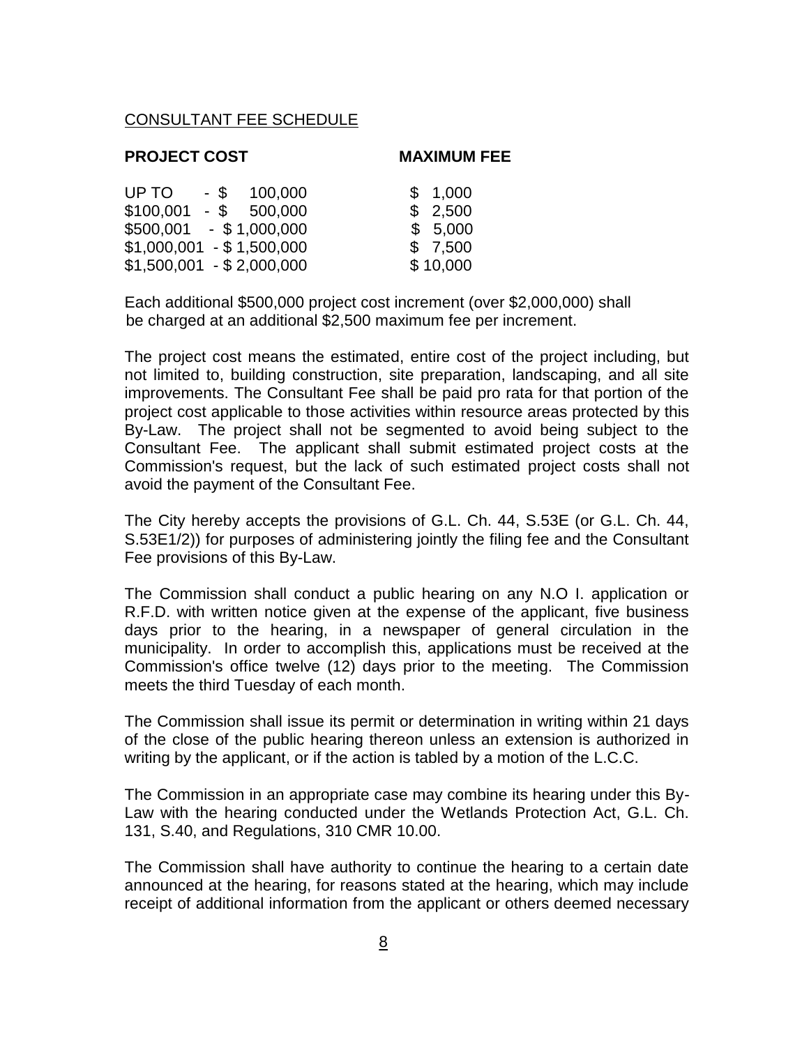CONSULTANT FEE SCHEDULE

| PROJECT COST | MAXIMUM FEE |
|---|---|
| UP TO - $ 100,000 | $ 1,000 |
| $100,001 - $ 500,000 | $ 2,500 |
| $500,001 - $ 1,000,000 | $ 5,000 |
| $1,000,001 - $ 1,500,000 | $ 7,500 |
| $1,500,001 - $ 2,000,000 | $ 10,000 |

Each additional $500,000 project cost increment (over $2,000,000) shall be charged at an additional $2,500 maximum fee per increment.

The project cost means the estimated, entire cost of the project including, but not limited to, building construction, site preparation, landscaping, and all site improvements. The Consultant Fee shall be paid pro rata for that portion of the project cost applicable to those activities within resource areas protected by this By-Law. The project shall not be segmented to avoid being subject to the Consultant Fee. The applicant shall submit estimated project costs at the Commission's request, but the lack of such estimated project costs shall not avoid the payment of the Consultant Fee.

The City hereby accepts the provisions of G.L. Ch. 44, S.53E (or G.L. Ch. 44, S.53E1/2)) for purposes of administering jointly the filing fee and the Consultant Fee provisions of this By-Law.

The Commission shall conduct a public hearing on any N.O I. application or R.F.D. with written notice given at the expense of the applicant, five business days prior to the hearing, in a newspaper of general circulation in the municipality. In order to accomplish this, applications must be received at the Commission's office twelve (12) days prior to the meeting. The Commission meets the third Tuesday of each month.

The Commission shall issue its permit or determination in writing within 21 days of the close of the public hearing thereon unless an extension is authorized in writing by the applicant, or if the action is tabled by a motion of the L.C.C.

The Commission in an appropriate case may combine its hearing under this By-Law with the hearing conducted under the Wetlands Protection Act, G.L. Ch. 131, S.40, and Regulations, 310 CMR 10.00.

The Commission shall have authority to continue the hearing to a certain date announced at the hearing, for reasons stated at the hearing, which may include receipt of additional information from the applicant or others deemed necessary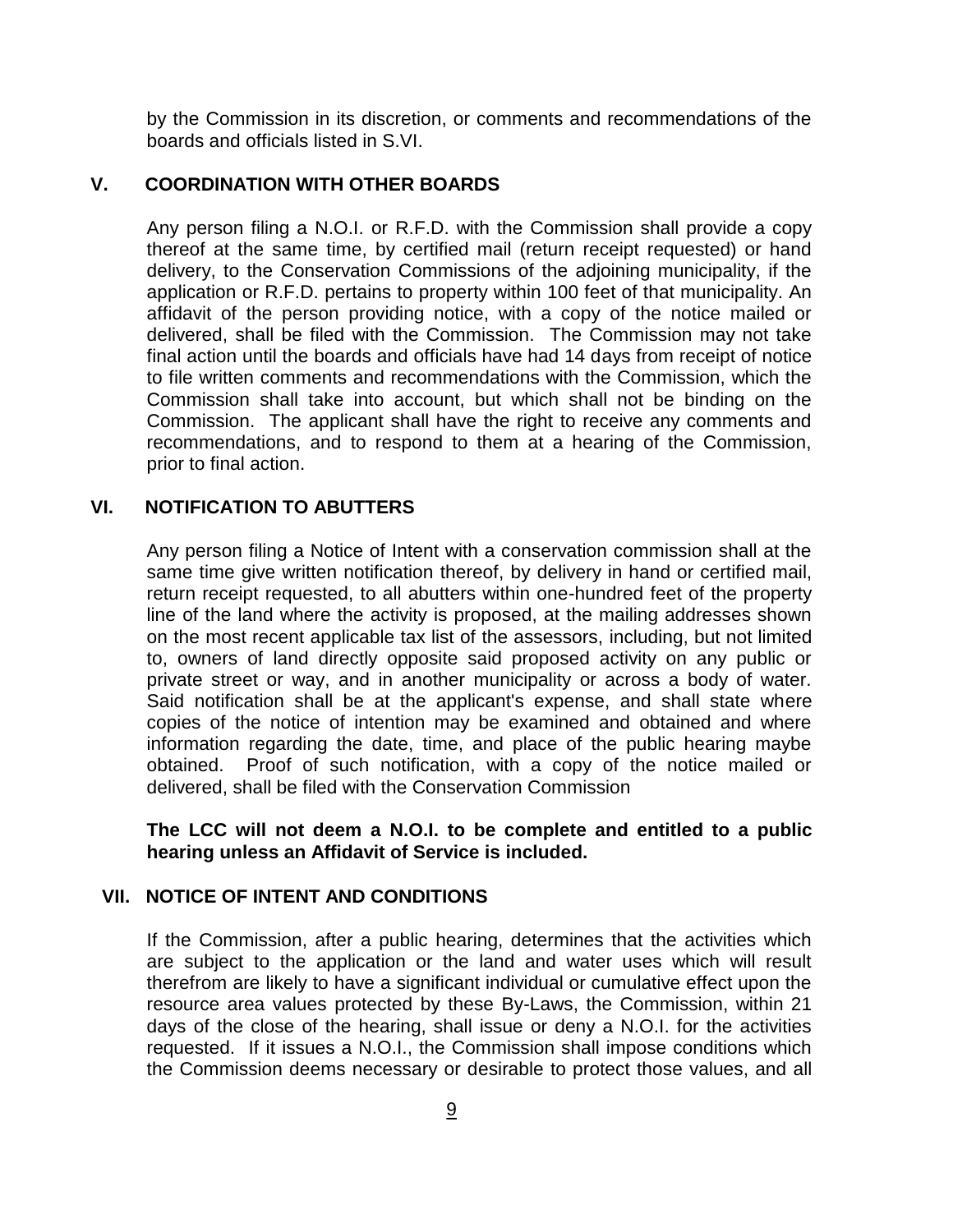by the Commission in its discretion, or comments and recommendations of the boards and officials listed in S.VI.

## V. COORDINATION WITH OTHER BOARDS

Any person filing a N.O.I. or R.F.D. with the Commission shall provide a copy thereof at the same time, by certified mail (return receipt requested) or hand delivery, to the Conservation Commissions of the adjoining municipality, if the application or R.F.D. pertains to property within 100 feet of that municipality. An affidavit of the person providing notice, with a copy of the notice mailed or delivered, shall be filed with the Commission. The Commission may not take final action until the boards and officials have had 14 days from receipt of notice to file written comments and recommendations with the Commission, which the Commission shall take into account, but which shall not be binding on the Commission. The applicant shall have the right to receive any comments and recommendations, and to respond to them at a hearing of the Commission, prior to final action.

## VI. NOTIFICATION TO ABUTTERS

Any person filing a Notice of Intent with a conservation commission shall at the same time give written notification thereof, by delivery in hand or certified mail, return receipt requested, to all abutters within one-hundred feet of the property line of the land where the activity is proposed, at the mailing addresses shown on the most recent applicable tax list of the assessors, including, but not limited to, owners of land directly opposite said proposed activity on any public or private street or way, and in another municipality or across a body of water. Said notification shall be at the applicant's expense, and shall state where copies of the notice of intention may be examined and obtained and where information regarding the date, time, and place of the public hearing maybe obtained. Proof of such notification, with a copy of the notice mailed or delivered, shall be filed with the Conservation Commission

**The LCC will not deem a N.O.I. to be complete and entitled to a public hearing unless an Affidavit of Service is included.**

## VII. NOTICE OF INTENT AND CONDITIONS

If the Commission, after a public hearing, determines that the activities which are subject to the application or the land and water uses which will result therefrom are likely to have a significant individual or cumulative effect upon the resource area values protected by these By-Laws, the Commission, within 21 days of the close of the hearing, shall issue or deny a N.O.I. for the activities requested. If it issues a N.O.I., the Commission shall impose conditions which the Commission deems necessary or desirable to protect those values, and all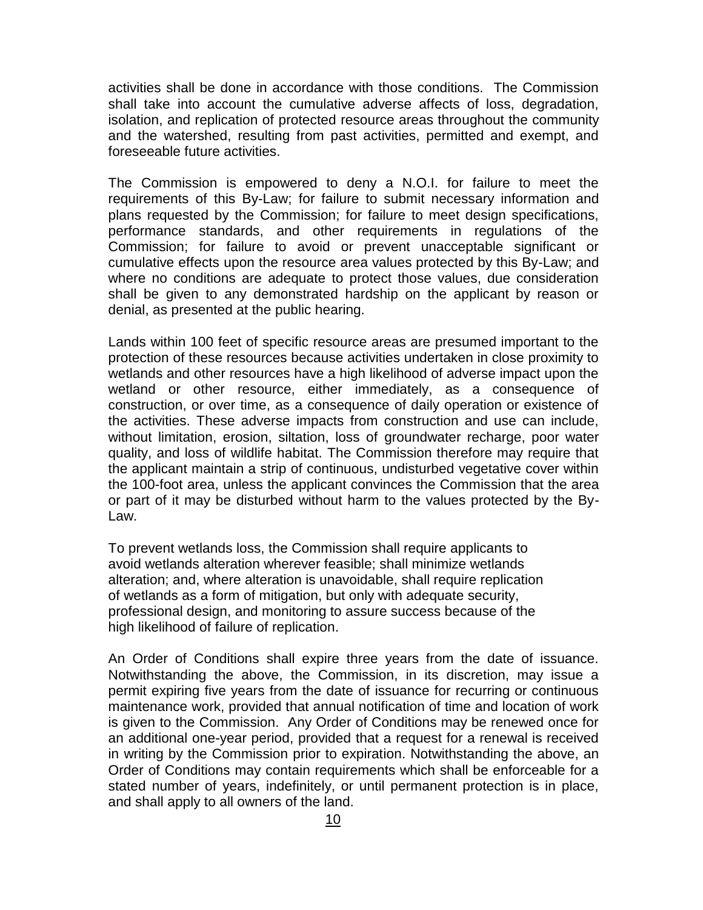activities shall be done in accordance with those conditions. The Commission shall take into account the cumulative adverse affects of loss, degradation, isolation, and replication of protected resource areas throughout the community and the watershed, resulting from past activities, permitted and exempt, and foreseeable future activities.

The Commission is empowered to deny a N.O.I. for failure to meet the requirements of this By-Law; for failure to submit necessary information and plans requested by the Commission; for failure to meet design specifications, performance standards, and other requirements in regulations of the Commission; for failure to avoid or prevent unacceptable significant or cumulative effects upon the resource area values protected by this By-Law; and where no conditions are adequate to protect those values, due consideration shall be given to any demonstrated hardship on the applicant by reason or denial, as presented at the public hearing.

Lands within 100 feet of specific resource areas are presumed important to the protection of these resources because activities undertaken in close proximity to wetlands and other resources have a high likelihood of adverse impact upon the wetland or other resource, either immediately, as a consequence of construction, or over time, as a consequence of daily operation or existence of the activities. These adverse impacts from construction and use can include, without limitation, erosion, siltation, loss of groundwater recharge, poor water quality, and loss of wildlife habitat. The Commission therefore may require that the applicant maintain a strip of continuous, undisturbed vegetative cover within the 100-foot area, unless the applicant convinces the Commission that the area or part of it may be disturbed without harm to the values protected by the By-Law.

To prevent wetlands loss, the Commission shall require applicants to avoid wetlands alteration wherever feasible; shall minimize wetlands alteration; and, where alteration is unavoidable, shall require replication of wetlands as a form of mitigation, but only with adequate security, professional design, and monitoring to assure success because of the high likelihood of failure of replication.

An Order of Conditions shall expire three years from the date of issuance. Notwithstanding the above, the Commission, in its discretion, may issue a permit expiring five years from the date of issuance for recurring or continuous maintenance work, provided that annual notification of time and location of work is given to the Commission. Any Order of Conditions may be renewed once for an additional one-year period, provided that a request for a renewal is received in writing by the Commission prior to expiration. Notwithstanding the above, an Order of Conditions may contain requirements which shall be enforceable for a stated number of years, indefinitely, or until permanent protection is in place, and shall apply to all owners of the land.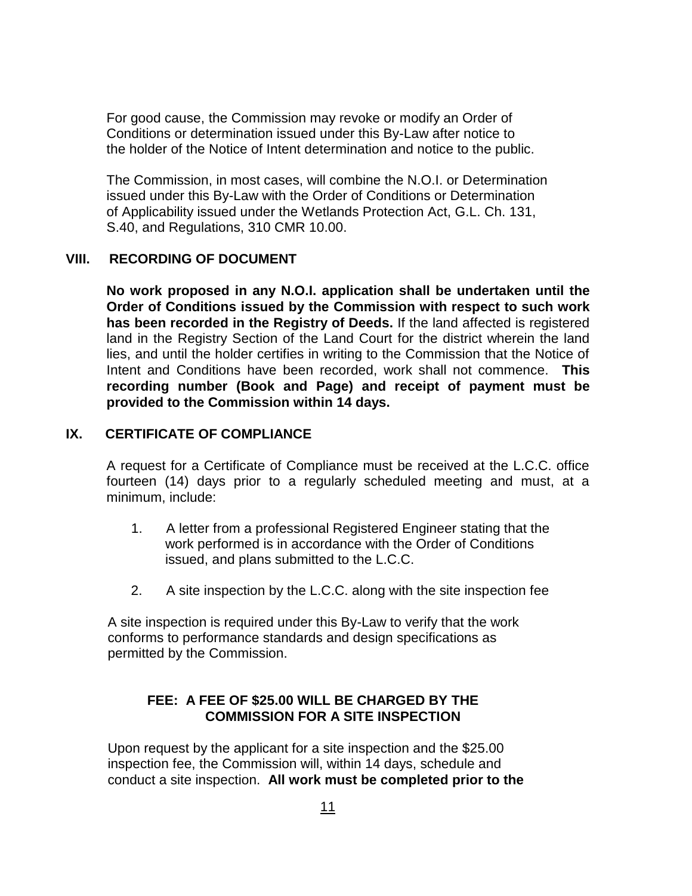For good cause, the Commission may revoke or modify an Order of Conditions or determination issued under this By-Law after notice to the holder of the Notice of Intent determination and notice to the public.

The Commission, in most cases, will combine the N.O.I. or Determination issued under this By-Law with the Order of Conditions or Determination of Applicability issued under the Wetlands Protection Act, G.L. Ch. 131, S.40, and Regulations, 310 CMR 10.00.

## VIII. RECORDING OF DOCUMENT

**No work proposed in any N.O.I. application shall be undertaken until the Order of Conditions issued by the Commission with respect to such work has been recorded in the Registry of Deeds.** If the land affected is registered land in the Registry Section of the Land Court for the district wherein the land lies, and until the holder certifies in writing to the Commission that the Notice of Intent and Conditions have been recorded, work shall not commence. **This recording number (Book and Page) and receipt of payment must be provided to the Commission within 14 days.**

## IX. CERTIFICATE OF COMPLIANCE

A request for a Certificate of Compliance must be received at the L.C.C. office fourteen (14) days prior to a regularly scheduled meeting and must, at a minimum, include:

1. A letter from a professional Registered Engineer stating that the work performed is in accordance with the Order of Conditions issued, and plans submitted to the L.C.C.

2. A site inspection by the L.C.C. along with the site inspection fee

A site inspection is required under this By-Law to verify that the work conforms to performance standards and design specifications as permitted by the Commission.

**FEE: A FEE OF $25.00 WILL BE CHARGED BY THE COMMISSION FOR A SITE INSPECTION**

Upon request by the applicant for a site inspection and the $25.00 inspection fee, the Commission will, within 14 days, schedule and conduct a site inspection. **All work must be completed prior to the**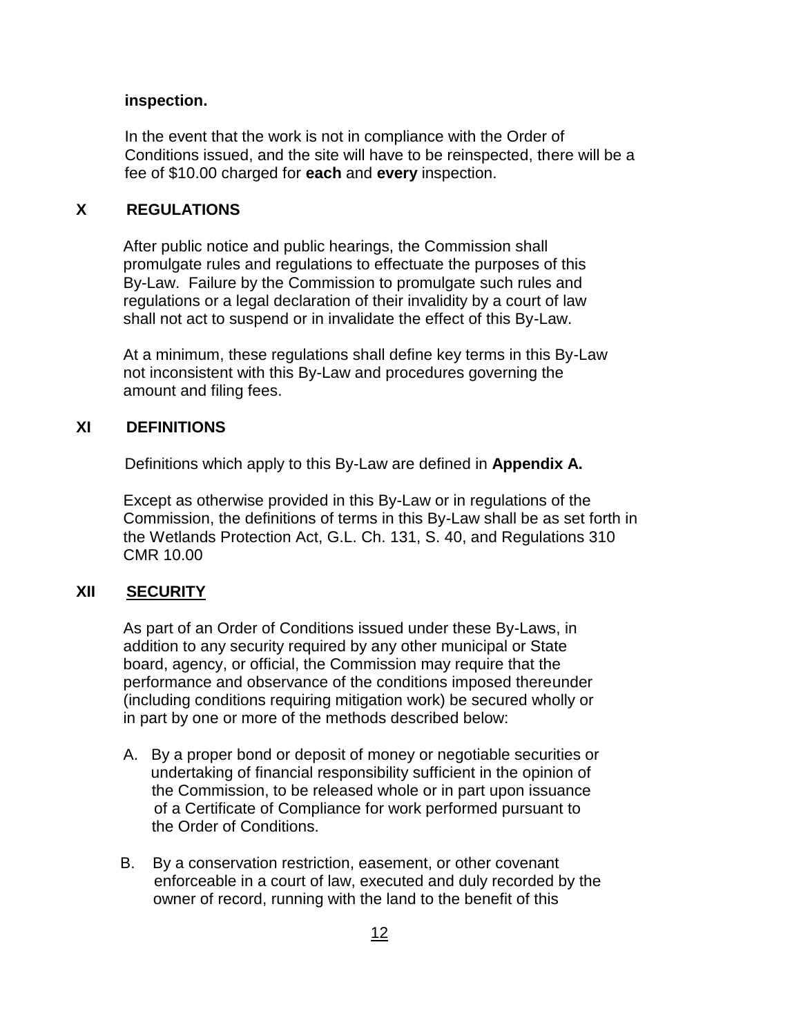**inspection.**

In the event that the work is not in compliance with the Order of Conditions issued, and the site will have to be reinspected, there will be a fee of $10.00 charged for **each** and **every** inspection.

## X REGULATIONS

After public notice and public hearings, the Commission shall promulgate rules and regulations to effectuate the purposes of this By-Law. Failure by the Commission to promulgate such rules and regulations or a legal declaration of their invalidity by a court of law shall not act to suspend or in invalidate the effect of this By-Law.

At a minimum, these regulations shall define key terms in this By-Law not inconsistent with this By-Law and procedures governing the amount and filing fees.

## XI DEFINITIONS

Definitions which apply to this By-Law are defined in **Appendix A.**

Except as otherwise provided in this By-Law or in regulations of the Commission, the definitions of terms in this By-Law shall be as set forth in the Wetlands Protection Act, G.L. Ch. 131, S. 40, and Regulations 310 CMR 10.00

## XII <u>SECURITY</u>

As part of an Order of Conditions issued under these By-Laws, in addition to any security required by any other municipal or State board, agency, or official, the Commission may require that the performance and observance of the conditions imposed thereunder (including conditions requiring mitigation work) be secured wholly or in part by one or more of the methods described below:

A. By a proper bond or deposit of money or negotiable securities or undertaking of financial responsibility sufficient in the opinion of the Commission, to be released whole or in part upon issuance of a Certificate of Compliance for work performed pursuant to the Order of Conditions.

B. By a conservation restriction, easement, or other covenant enforceable in a court of law, executed and duly recorded by the owner of record, running with the land to the benefit of this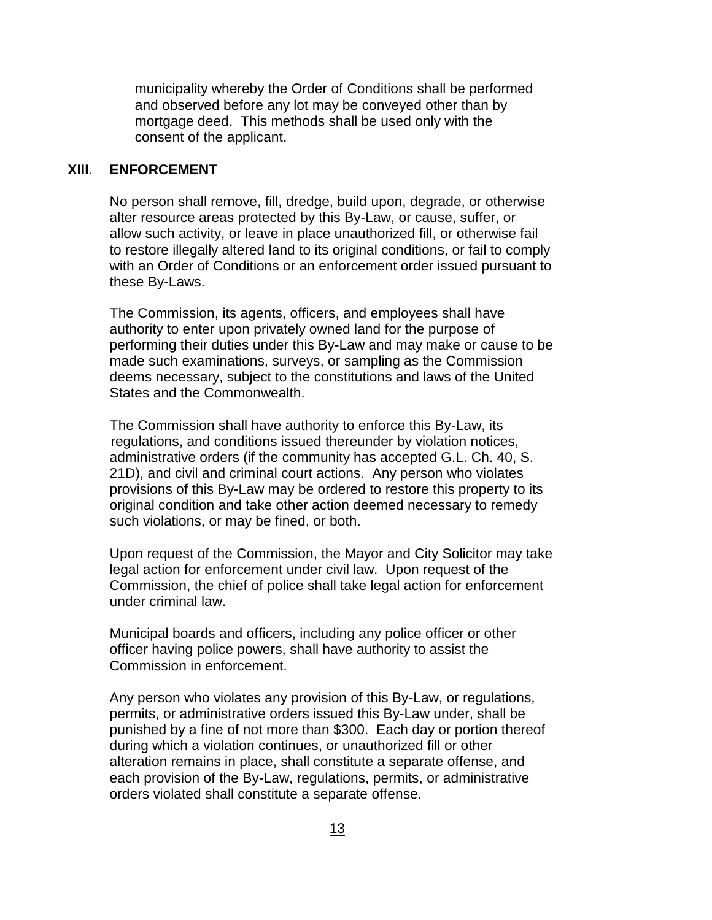municipality whereby the Order of Conditions shall be performed and observed before any lot may be conveyed other than by mortgage deed. This methods shall be used only with the consent of the applicant.

## XIII. ENFORCEMENT

No person shall remove, fill, dredge, build upon, degrade, or otherwise alter resource areas protected by this By-Law, or cause, suffer, or allow such activity, or leave in place unauthorized fill, or otherwise fail to restore illegally altered land to its original conditions, or fail to comply with an Order of Conditions or an enforcement order issued pursuant to these By-Laws.

The Commission, its agents, officers, and employees shall have authority to enter upon privately owned land for the purpose of performing their duties under this By-Law and may make or cause to be made such examinations, surveys, or sampling as the Commission deems necessary, subject to the constitutions and laws of the United States and the Commonwealth.

The Commission shall have authority to enforce this By-Law, its regulations, and conditions issued thereunder by violation notices, administrative orders (if the community has accepted G.L. Ch. 40, S. 21D), and civil and criminal court actions. Any person who violates provisions of this By-Law may be ordered to restore this property to its original condition and take other action deemed necessary to remedy such violations, or may be fined, or both.

Upon request of the Commission, the Mayor and City Solicitor may take legal action for enforcement under civil law. Upon request of the Commission, the chief of police shall take legal action for enforcement under criminal law.

Municipal boards and officers, including any police officer or other officer having police powers, shall have authority to assist the Commission in enforcement.

Any person who violates any provision of this By-Law, or regulations, permits, or administrative orders issued this By-Law under, shall be punished by a fine of not more than $300. Each day or portion thereof during which a violation continues, or unauthorized fill or other alteration remains in place, shall constitute a separate offense, and each provision of the By-Law, regulations, permits, or administrative orders violated shall constitute a separate offense.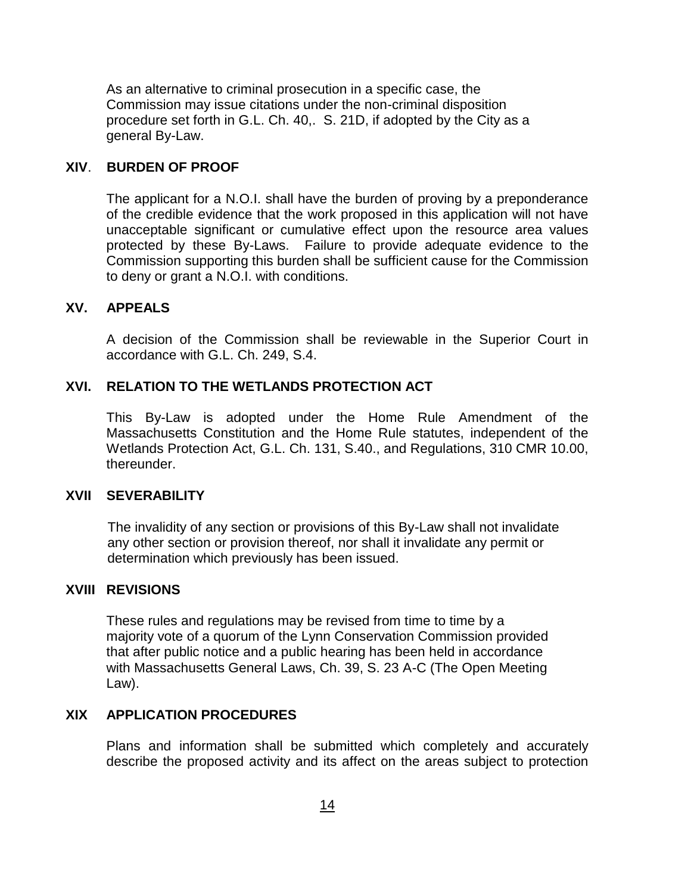As an alternative to criminal prosecution in a specific case, the Commission may issue citations under the non-criminal disposition procedure set forth in G.L. Ch. 40,. S. 21D, if adopted by the City as a general By-Law.

## XIV. BURDEN OF PROOF

The applicant for a N.O.I. shall have the burden of proving by a preponderance of the credible evidence that the work proposed in this application will not have unacceptable significant or cumulative effect upon the resource area values protected by these By-Laws. Failure to provide adequate evidence to the Commission supporting this burden shall be sufficient cause for the Commission to deny or grant a N.O.I. with conditions.

## XV. APPEALS

A decision of the Commission shall be reviewable in the Superior Court in accordance with G.L. Ch. 249, S.4.

## XVI. RELATION TO THE WETLANDS PROTECTION ACT

This By-Law is adopted under the Home Rule Amendment of the Massachusetts Constitution and the Home Rule statutes, independent of the Wetlands Protection Act, G.L. Ch. 131, S.40., and Regulations, 310 CMR 10.00, thereunder.

## XVII SEVERABILITY

The invalidity of any section or provisions of this By-Law shall not invalidate any other section or provision thereof, nor shall it invalidate any permit or determination which previously has been issued.

## XVIII REVISIONS

These rules and regulations may be revised from time to time by a majority vote of a quorum of the Lynn Conservation Commission provided that after public notice and a public hearing has been held in accordance with Massachusetts General Laws, Ch. 39, S. 23 A-C (The Open Meeting Law).

## XIX APPLICATION PROCEDURES

Plans and information shall be submitted which completely and accurately describe the proposed activity and its affect on the areas subject to protection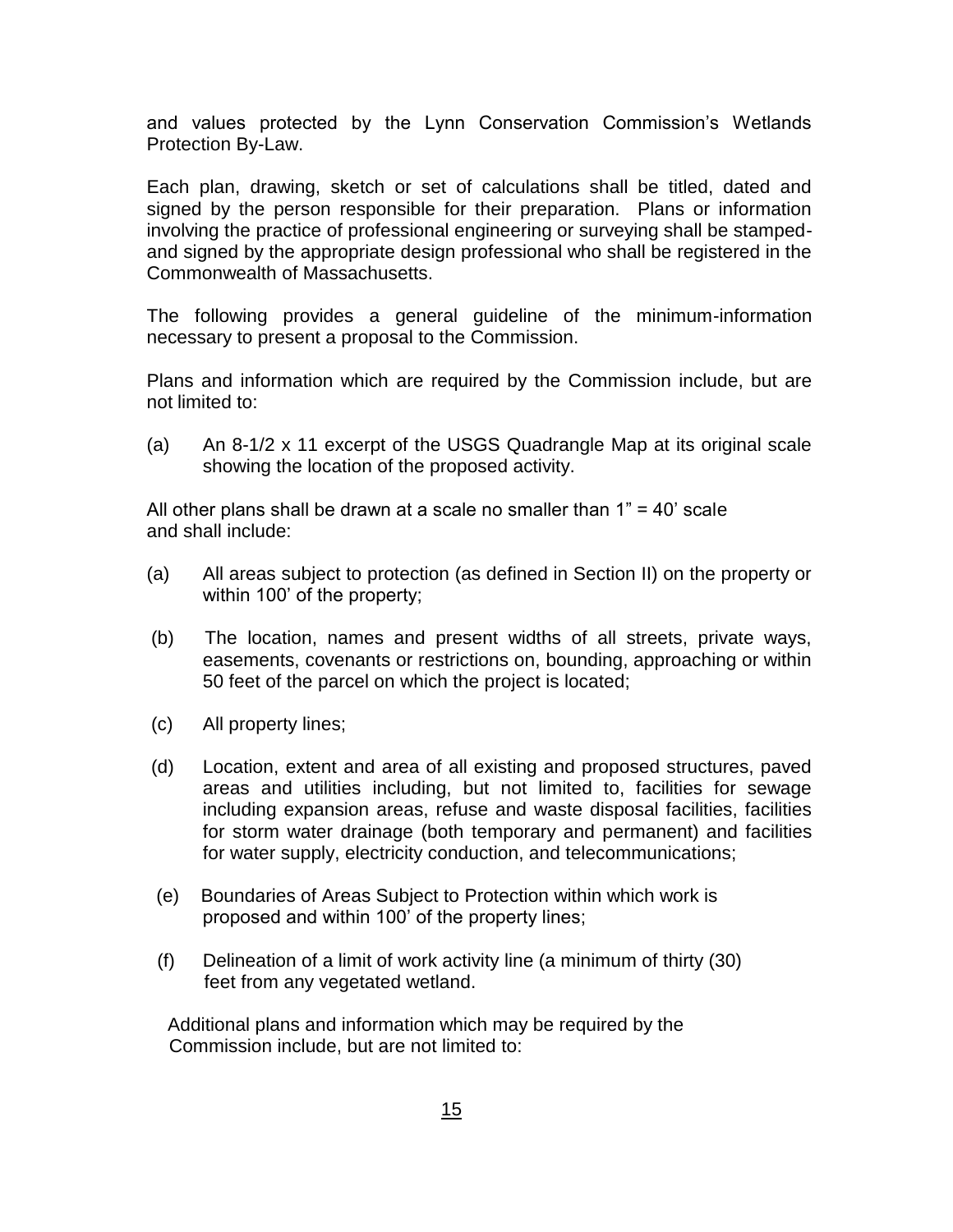and values protected by the Lynn Conservation Commission's Wetlands Protection By-Law.

Each plan, drawing, sketch or set of calculations shall be titled, dated and signed by the person responsible for their preparation. Plans or information involving the practice of professional engineering or surveying shall be stamped- and signed by the appropriate design professional who shall be registered in the Commonwealth of Massachusetts.

The following provides a general guideline of the minimum-information necessary to present a proposal to the Commission.

Plans and information which are required by the Commission include, but are not limited to:

(a) An 8-1/2 x 11 excerpt of the USGS Quadrangle Map at its original scale showing the location of the proposed activity.

All other plans shall be drawn at a scale no smaller than 1" = 40' scale and shall include:

(a) All areas subject to protection (as defined in Section II) on the property or within 100' of the property;

(b) The location, names and present widths of all streets, private ways, easements, covenants or restrictions on, bounding, approaching or within 50 feet of the parcel on which the project is located;

(c) All property lines;

(d) Location, extent and area of all existing and proposed structures, paved areas and utilities including, but not limited to, facilities for sewage including expansion areas, refuse and waste disposal facilities, facilities for storm water drainage (both temporary and permanent) and facilities for water supply, electricity conduction, and telecommunications;

(e) Boundaries of Areas Subject to Protection within which work is proposed and within 100' of the property lines;

(f) Delineation of a limit of work activity line (a minimum of thirty (30) feet from any vegetated wetland.

Additional plans and information which may be required by the Commission include, but are not limited to: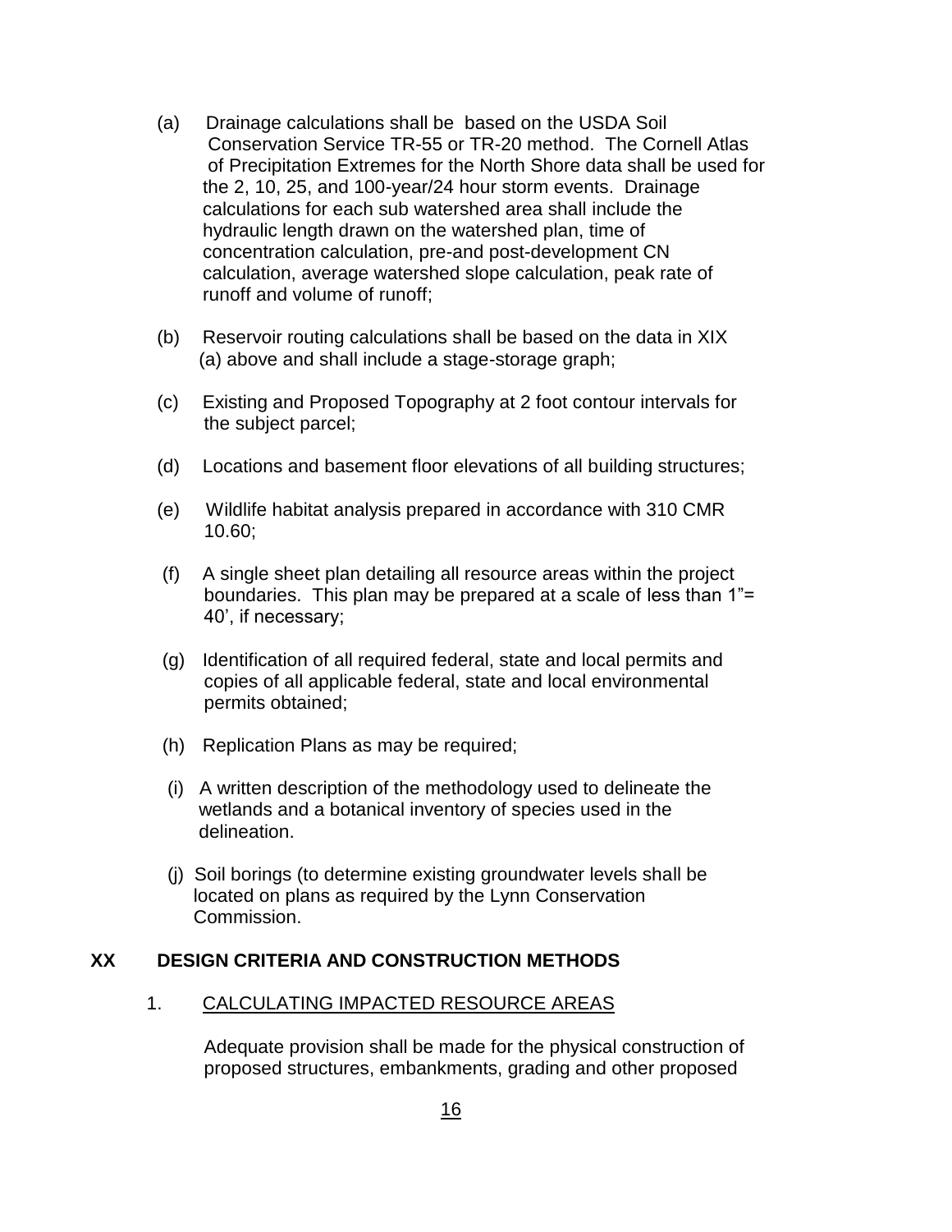(a) Drainage calculations shall be based on the USDA Soil Conservation Service TR-55 or TR-20 method. The Cornell Atlas of Precipitation Extremes for the North Shore data shall be used for the 2, 10, 25, and 100-year/24 hour storm events. Drainage calculations for each sub watershed area shall include the hydraulic length drawn on the watershed plan, time of concentration calculation, pre-and post-development CN calculation, average watershed slope calculation, peak rate of runoff and volume of runoff;

(b) Reservoir routing calculations shall be based on the data in XIX (a) above and shall include a stage-storage graph;

(c) Existing and Proposed Topography at 2 foot contour intervals for the subject parcel;

(d) Locations and basement floor elevations of all building structures;

(e) Wildlife habitat analysis prepared in accordance with 310 CMR 10.60;

(f) A single sheet plan detailing all resource areas within the project boundaries. This plan may be prepared at a scale of less than 1"= 40', if necessary;

(g) Identification of all required federal, state and local permits and copies of all applicable federal, state and local environmental permits obtained;

(h) Replication Plans as may be required;

(i) A written description of the methodology used to delineate the wetlands and a botanical inventory of species used in the delineation.

(j) Soil borings (to determine existing groundwater levels shall be located on plans as required by the Lynn Conservation Commission.

## XX DESIGN CRITERIA AND CONSTRUCTION METHODS

### 1. CALCULATING IMPACTED RESOURCE AREAS

Adequate provision shall be made for the physical construction of proposed structures, embankments, grading and other proposed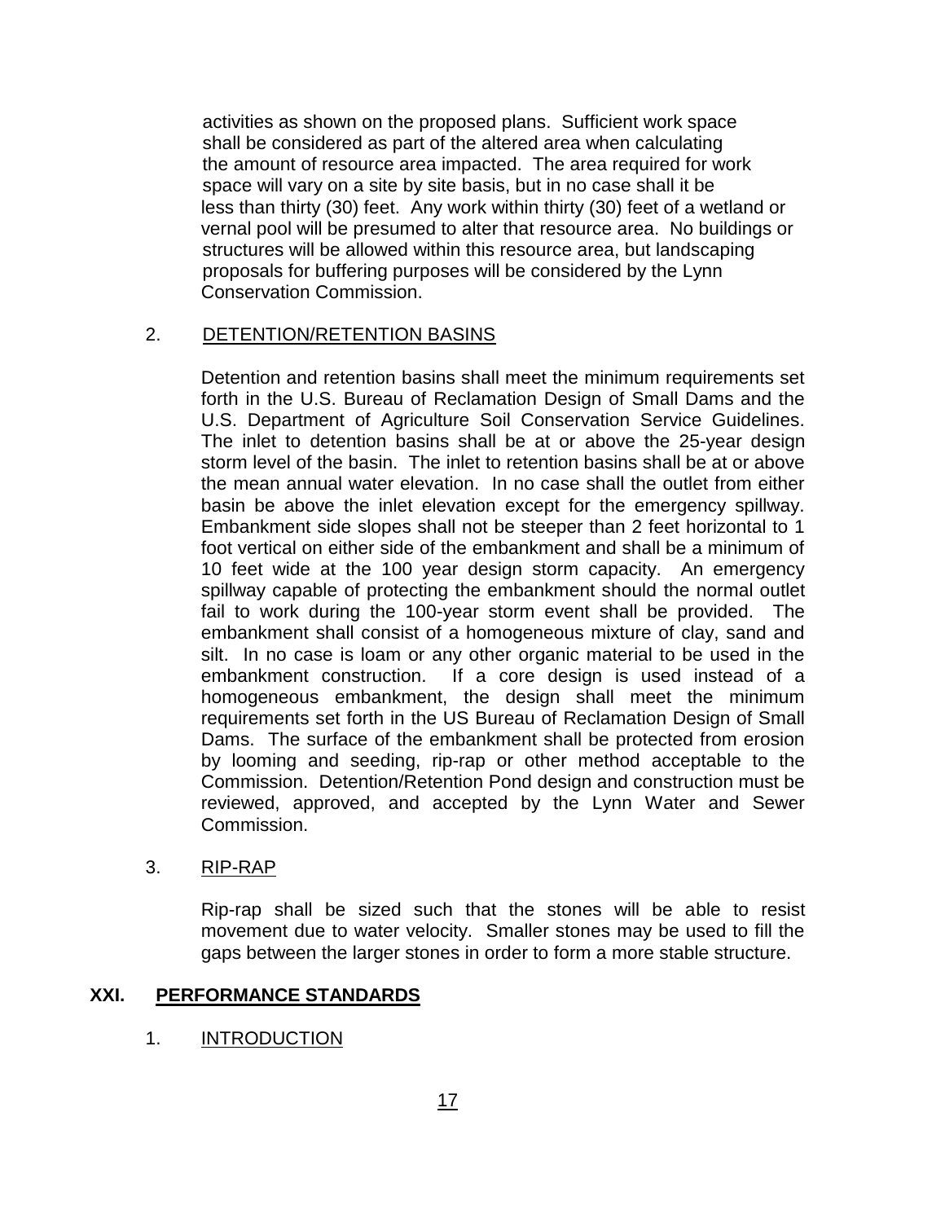activities as shown on the proposed plans. Sufficient work space shall be considered as part of the altered area when calculating the amount of resource area impacted. The area required for work space will vary on a site by site basis, but in no case shall it be less than thirty (30) feet. Any work within thirty (30) feet of a wetland or vernal pool will be presumed to alter that resource area. No buildings or structures will be allowed within this resource area, but landscaping proposals for buffering purposes will be considered by the Lynn Conservation Commission.

2. DETENTION/RETENTION BASINS

Detention and retention basins shall meet the minimum requirements set forth in the U.S. Bureau of Reclamation Design of Small Dams and the U.S. Department of Agriculture Soil Conservation Service Guidelines. The inlet to detention basins shall be at or above the 25-year design storm level of the basin. The inlet to retention basins shall be at or above the mean annual water elevation. In no case shall the outlet from either basin be above the inlet elevation except for the emergency spillway. Embankment side slopes shall not be steeper than 2 feet horizontal to 1 foot vertical on either side of the embankment and shall be a minimum of 10 feet wide at the 100 year design storm capacity. An emergency spillway capable of protecting the embankment should the normal outlet fail to work during the 100-year storm event shall be provided. The embankment shall consist of a homogeneous mixture of clay, sand and silt. In no case is loam or any other organic material to be used in the embankment construction. If a core design is used instead of a homogeneous embankment, the design shall meet the minimum requirements set forth in the US Bureau of Reclamation Design of Small Dams. The surface of the embankment shall be protected from erosion by looming and seeding, rip-rap or other method acceptable to the Commission. Detention/Retention Pond design and construction must be reviewed, approved, and accepted by the Lynn Water and Sewer Commission.

3. RIP-RAP

Rip-rap shall be sized such that the stones will be able to resist movement due to water velocity. Smaller stones may be used to fill the gaps between the larger stones in order to form a more stable structure.

## XXI. PERFORMANCE STANDARDS

1. INTRODUCTION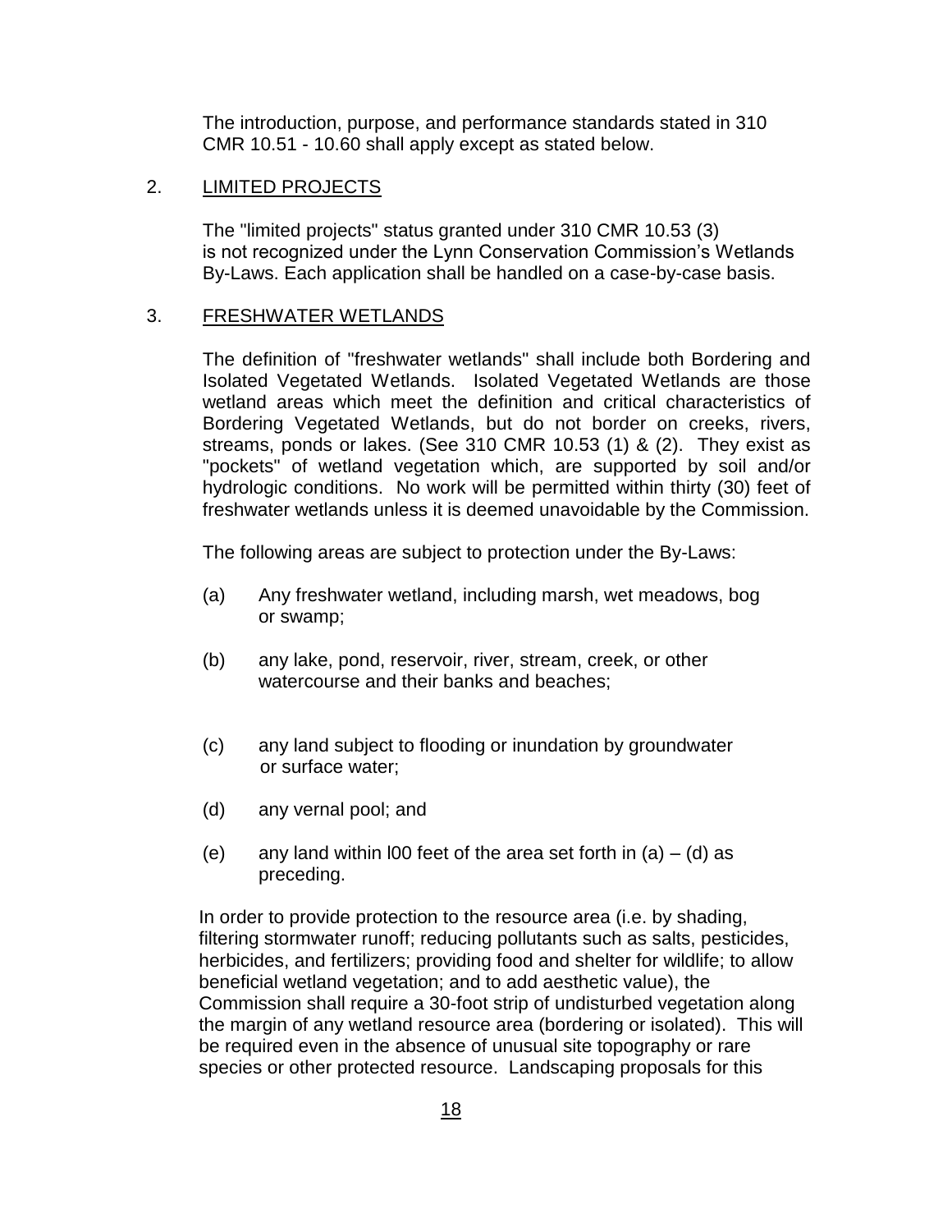The introduction, purpose, and performance standards stated in 310 CMR 10.51 - 10.60 shall apply except as stated below.

2. <u>LIMITED PROJECTS</u>

The "limited projects" status granted under 310 CMR 10.53 (3) is not recognized under the Lynn Conservation Commission's Wetlands By-Laws. Each application shall be handled on a case-by-case basis.

3. <u>FRESHWATER WETLANDS</u>

The definition of "freshwater wetlands" shall include both Bordering and Isolated Vegetated Wetlands. Isolated Vegetated Wetlands are those wetland areas which meet the definition and critical characteristics of Bordering Vegetated Wetlands, but do not border on creeks, rivers, streams, ponds or lakes. (See 310 CMR 10.53 (1) & (2). They exist as "pockets" of wetland vegetation which, are supported by soil and/or hydrologic conditions. No work will be permitted within thirty (30) feet of freshwater wetlands unless it is deemed unavoidable by the Commission.

The following areas are subject to protection under the By-Laws:

(a) Any freshwater wetland, including marsh, wet meadows, bog or swamp;

(b) any lake, pond, reservoir, river, stream, creek, or other watercourse and their banks and beaches;

(c) any land subject to flooding or inundation by groundwater or surface water;

(d) any vernal pool; and

(e) any land within l00 feet of the area set forth in (a) – (d) as preceding.

In order to provide protection to the resource area (i.e. by shading, filtering stormwater runoff; reducing pollutants such as salts, pesticides, herbicides, and fertilizers; providing food and shelter for wildlife; to allow beneficial wetland vegetation; and to add aesthetic value), the Commission shall require a 30-foot strip of undisturbed vegetation along the margin of any wetland resource area (bordering or isolated). This will be required even in the absence of unusual site topography or rare species or other protected resource. Landscaping proposals for this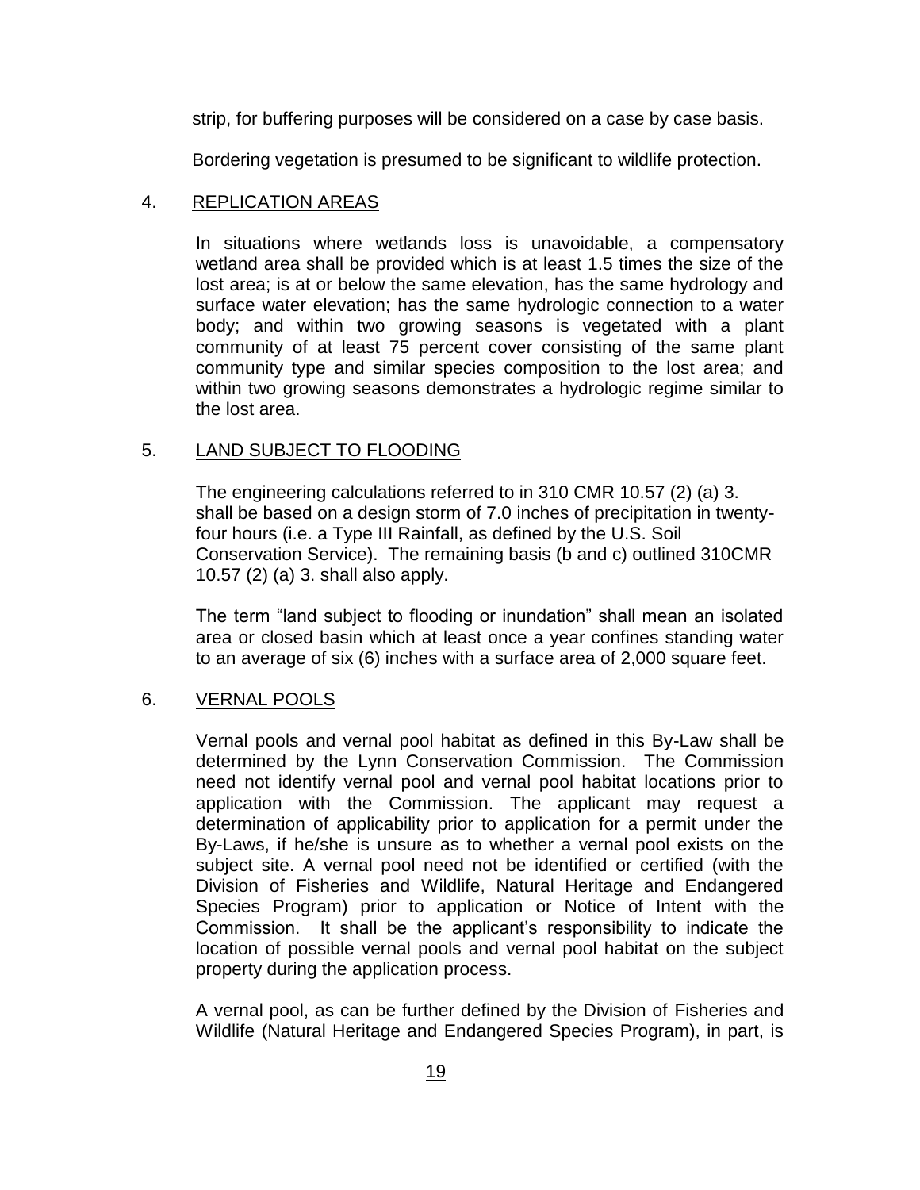strip, for buffering purposes will be considered on a case by case basis.

Bordering vegetation is presumed to be significant to wildlife protection.

## 4. REPLICATION AREAS

In situations where wetlands loss is unavoidable, a compensatory wetland area shall be provided which is at least 1.5 times the size of the lost area; is at or below the same elevation, has the same hydrology and surface water elevation; has the same hydrologic connection to a water body; and within two growing seasons is vegetated with a plant community of at least 75 percent cover consisting of the same plant community type and similar species composition to the lost area; and within two growing seasons demonstrates a hydrologic regime similar to the lost area.

## 5. LAND SUBJECT TO FLOODING

The engineering calculations referred to in 310 CMR 10.57 (2) (a) 3. shall be based on a design storm of 7.0 inches of precipitation in twenty-four hours (i.e. a Type III Rainfall, as defined by the U.S. Soil Conservation Service). The remaining basis (b and c) outlined 310CMR 10.57 (2) (a) 3. shall also apply.

The term "land subject to flooding or inundation" shall mean an isolated area or closed basin which at least once a year confines standing water to an average of six (6) inches with a surface area of 2,000 square feet.

## 6. VERNAL POOLS

Vernal pools and vernal pool habitat as defined in this By-Law shall be determined by the Lynn Conservation Commission. The Commission need not identify vernal pool and vernal pool habitat locations prior to application with the Commission. The applicant may request a determination of applicability prior to application for a permit under the By-Laws, if he/she is unsure as to whether a vernal pool exists on the subject site. A vernal pool need not be identified or certified (with the Division of Fisheries and Wildlife, Natural Heritage and Endangered Species Program) prior to application or Notice of Intent with the Commission. It shall be the applicant's responsibility to indicate the location of possible vernal pools and vernal pool habitat on the subject property during the application process.

A vernal pool, as can be further defined by the Division of Fisheries and Wildlife (Natural Heritage and Endangered Species Program), in part, is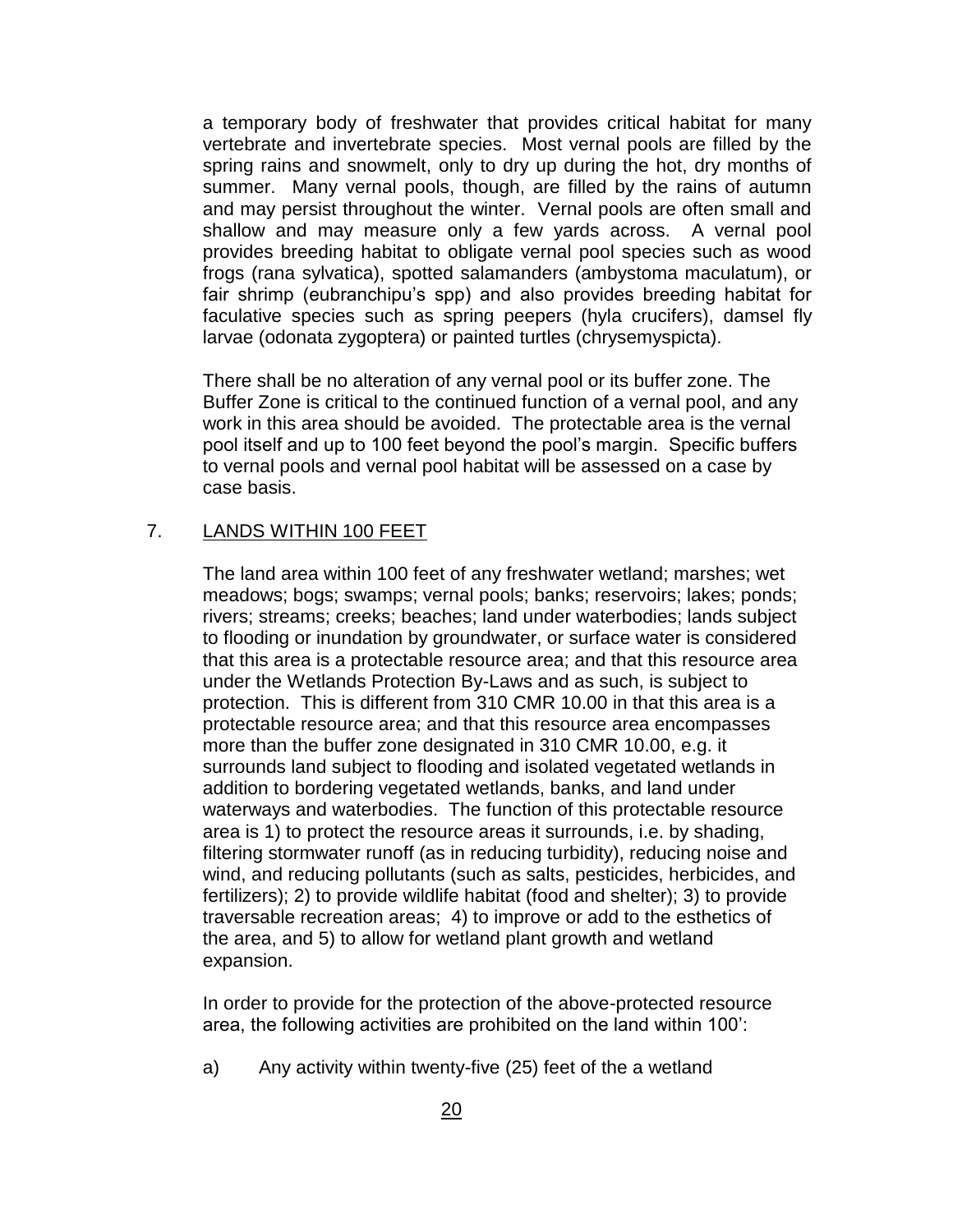a temporary body of freshwater that provides critical habitat for many vertebrate and invertebrate species. Most vernal pools are filled by the spring rains and snowmelt, only to dry up during the hot, dry months of summer. Many vernal pools, though, are filled by the rains of autumn and may persist throughout the winter. Vernal pools are often small and shallow and may measure only a few yards across. A vernal pool provides breeding habitat to obligate vernal pool species such as wood frogs (rana sylvatica), spotted salamanders (ambystoma maculatum), or fair shrimp (eubranchipu's spp) and also provides breeding habitat for faculative species such as spring peepers (hyla crucifers), damsel fly larvae (odonata zygoptera) or painted turtles (chrysemyspicta).

There shall be no alteration of any vernal pool or its buffer zone. The Buffer Zone is critical to the continued function of a vernal pool, and any work in this area should be avoided. The protectable area is the vernal pool itself and up to 100 feet beyond the pool's margin. Specific buffers to vernal pools and vernal pool habitat will be assessed on a case by case basis.

7. <u>LANDS WITHIN 100 FEET</u>

The land area within 100 feet of any freshwater wetland; marshes; wet meadows; bogs; swamps; vernal pools; banks; reservoirs; lakes; ponds; rivers; streams; creeks; beaches; land under waterbodies; lands subject to flooding or inundation by groundwater, or surface water is considered that this area is a protectable resource area; and that this resource area under the Wetlands Protection By-Laws and as such, is subject to protection. This is different from 310 CMR 10.00 in that this area is a protectable resource area; and that this resource area encompasses more than the buffer zone designated in 310 CMR 10.00, e.g. it surrounds land subject to flooding and isolated vegetated wetlands in addition to bordering vegetated wetlands, banks, and land under waterways and waterbodies. The function of this protectable resource area is 1) to protect the resource areas it surrounds, i.e. by shading, filtering stormwater runoff (as in reducing turbidity), reducing noise and wind, and reducing pollutants (such as salts, pesticides, herbicides, and fertilizers); 2) to provide wildlife habitat (food and shelter); 3) to provide traversable recreation areas; 4) to improve or add to the esthetics of the area, and 5) to allow for wetland plant growth and wetland expansion.

In order to provide for the protection of the above-protected resource area, the following activities are prohibited on the land within 100':

a) Any activity within twenty-five (25) feet of the a wetland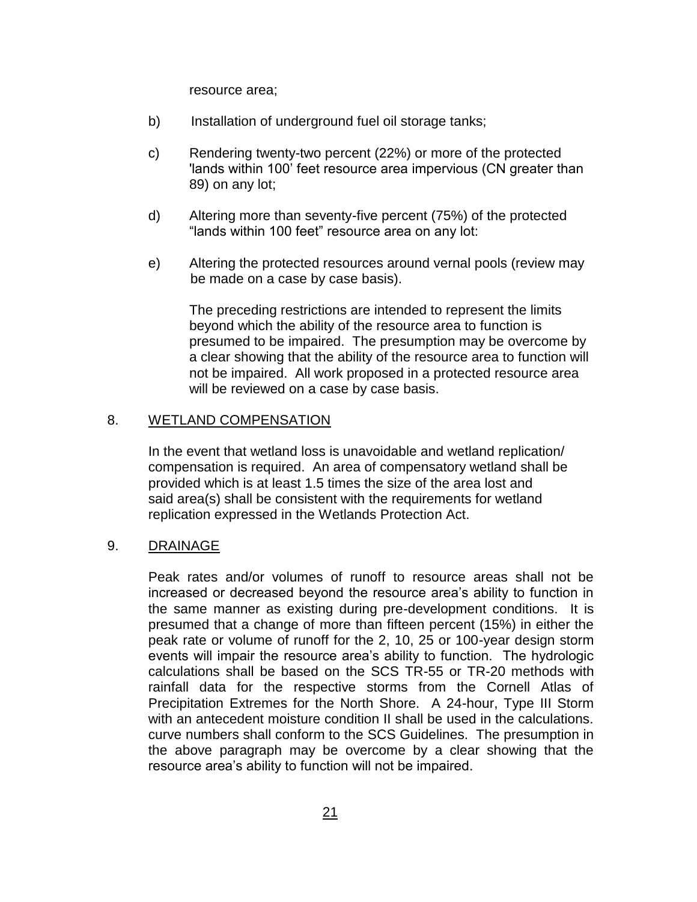resource area;

b) Installation of underground fuel oil storage tanks;

c) Rendering twenty-two percent (22%) or more of the protected 'lands within 100' feet resource area impervious (CN greater than 89) on any lot;

d) Altering more than seventy-five percent (75%) of the protected "lands within 100 feet" resource area on any lot:

e) Altering the protected resources around vernal pools (review may be made on a case by case basis).

The preceding restrictions are intended to represent the limits beyond which the ability of the resource area to function is presumed to be impaired. The presumption may be overcome by a clear showing that the ability of the resource area to function will not be impaired. All work proposed in a protected resource area will be reviewed on a case by case basis.

8. WETLAND COMPENSATION

In the event that wetland loss is unavoidable and wetland replication/ compensation is required. An area of compensatory wetland shall be provided which is at least 1.5 times the size of the area lost and said area(s) shall be consistent with the requirements for wetland replication expressed in the Wetlands Protection Act.

9. DRAINAGE

Peak rates and/or volumes of runoff to resource areas shall not be increased or decreased beyond the resource area's ability to function in the same manner as existing during pre-development conditions. It is presumed that a change of more than fifteen percent (15%) in either the peak rate or volume of runoff for the 2, 10, 25 or 100-year design storm events will impair the resource area's ability to function. The hydrologic calculations shall be based on the SCS TR-55 or TR-20 methods with rainfall data for the respective storms from the Cornell Atlas of Precipitation Extremes for the North Shore. A 24-hour, Type III Storm with an antecedent moisture condition II shall be used in the calculations. curve numbers shall conform to the SCS Guidelines. The presumption in the above paragraph may be overcome by a clear showing that the resource area's ability to function will not be impaired.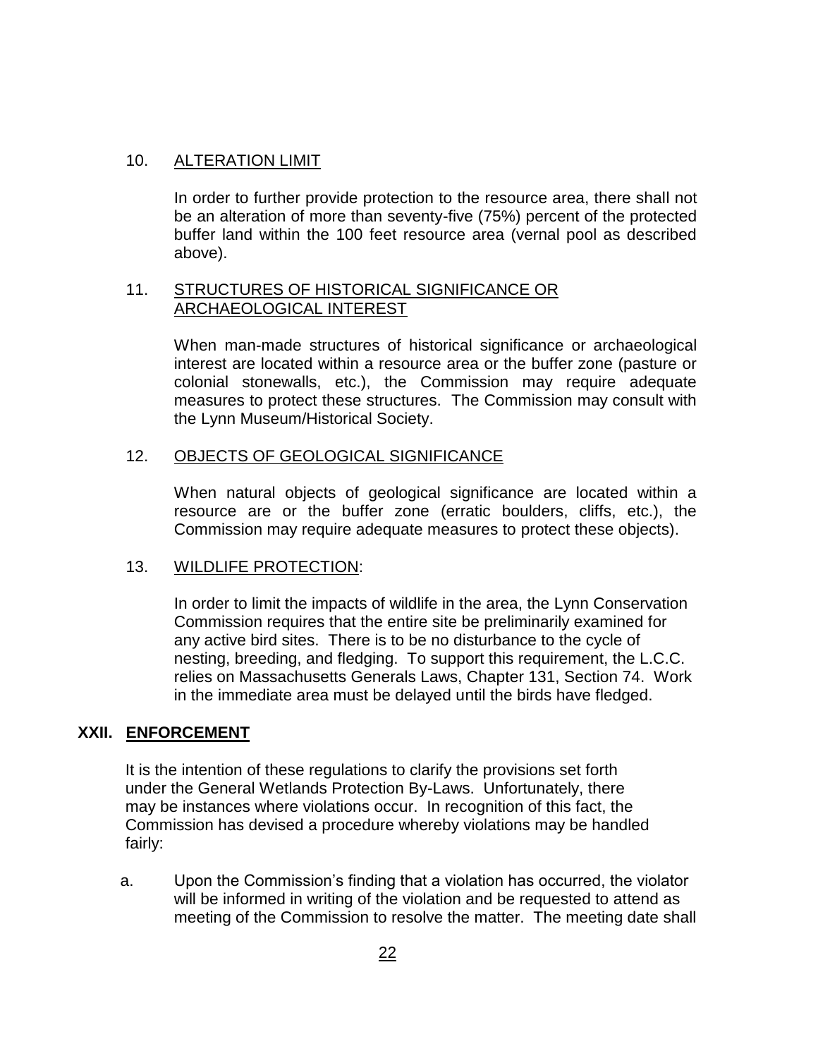10. ALTERATION LIMIT

    In order to further provide protection to the resource area, there shall not be an alteration of more than seventy-five (75%) percent of the protected buffer land within the 100 feet resource area (vernal pool as described above).

11. STRUCTURES OF HISTORICAL SIGNIFICANCE OR ARCHAEOLOGICAL INTEREST

    When man-made structures of historical significance or archaeological interest are located within a resource area or the buffer zone (pasture or colonial stonewalls, etc.), the Commission may require adequate measures to protect these structures. The Commission may consult with the Lynn Museum/Historical Society.

12. OBJECTS OF GEOLOGICAL SIGNIFICANCE

    When natural objects of geological significance are located within a resource are or the buffer zone (erratic boulders, cliffs, etc.), the Commission may require adequate measures to protect these objects).

13. WILDLIFE PROTECTION:

    In order to limit the impacts of wildlife in the area, the Lynn Conservation Commission requires that the entire site be preliminarily examined for any active bird sites. There is to be no disturbance to the cycle of nesting, breeding, and fledging. To support this requirement, the L.C.C. relies on Massachusetts Generals Laws, Chapter 131, Section 74. Work in the immediate area must be delayed until the birds have fledged.

## XXII. ENFORCEMENT

It is the intention of these regulations to clarify the provisions set forth under the General Wetlands Protection By-Laws. Unfortunately, there may be instances where violations occur. In recognition of this fact, the Commission has devised a procedure whereby violations may be handled fairly:

a. Upon the Commission's finding that a violation has occurred, the violator will be informed in writing of the violation and be requested to attend as meeting of the Commission to resolve the matter. The meeting date shall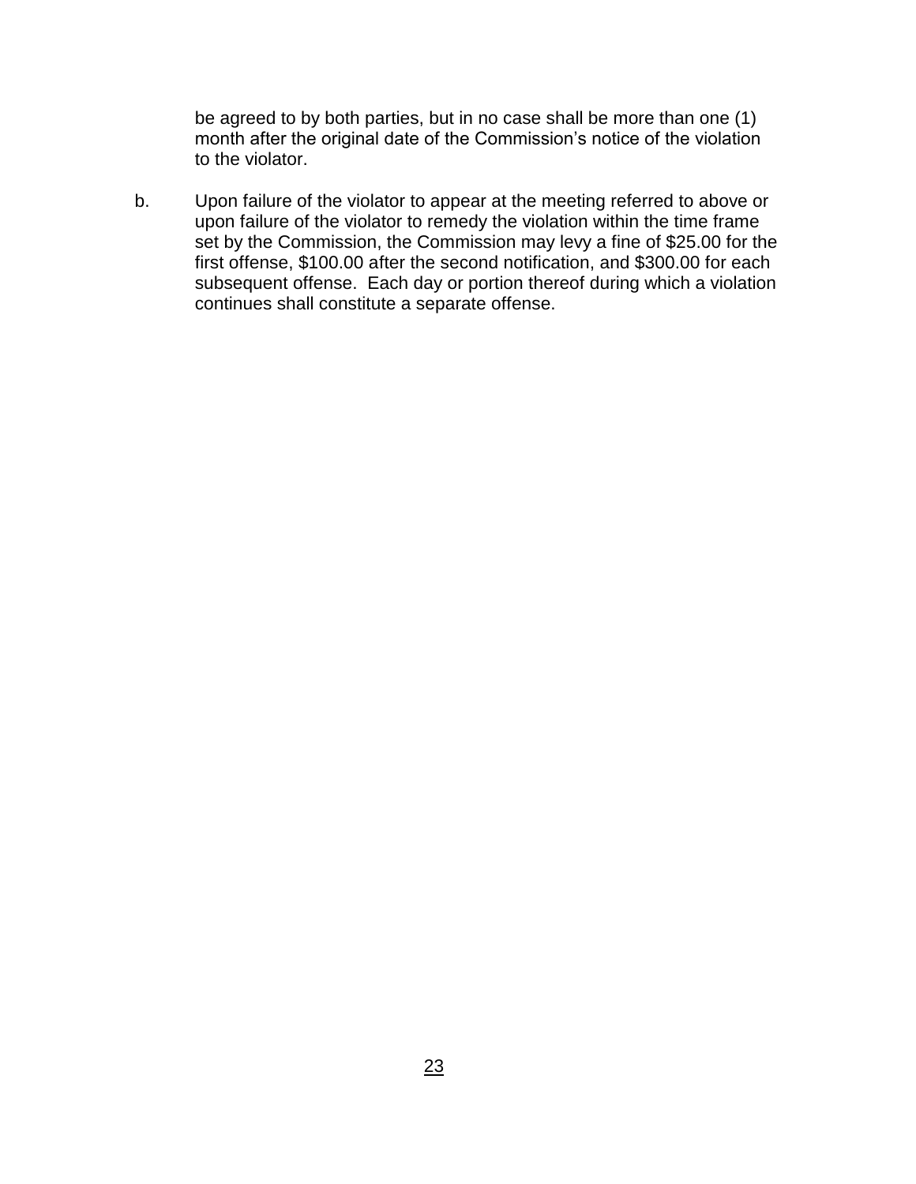be agreed to by both parties, but in no case shall be more than one (1) month after the original date of the Commission's notice of the violation to the violator.

b. Upon failure of the violator to appear at the meeting referred to above or upon failure of the violator to remedy the violation within the time frame set by the Commission, the Commission may levy a fine of $25.00 for the first offense, $100.00 after the second notification, and $300.00 for each subsequent offense. Each day or portion thereof during which a violation continues shall constitute a separate offense.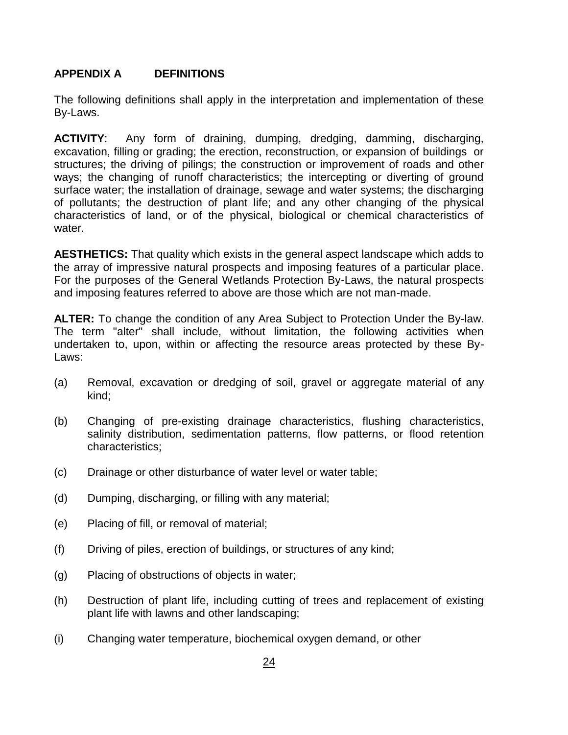## APPENDIX A DEFINITIONS

The following definitions shall apply in the interpretation and implementation of these By-Laws.

**ACTIVITY**: Any form of draining, dumping, dredging, damming, discharging, excavation, filling or grading; the erection, reconstruction, or expansion of buildings or structures; the driving of pilings; the construction or improvement of roads and other ways; the changing of runoff characteristics; the intercepting or diverting of ground surface water; the installation of drainage, sewage and water systems; the discharging of pollutants; the destruction of plant life; and any other changing of the physical characteristics of land, or of the physical, biological or chemical characteristics of water.

**AESTHETICS:** That quality which exists in the general aspect landscape which adds to the array of impressive natural prospects and imposing features of a particular place. For the purposes of the General Wetlands Protection By-Laws, the natural prospects and imposing features referred to above are those which are not man-made.

**ALTER:** To change the condition of any Area Subject to Protection Under the By-law. The term "alter" shall include, without limitation, the following activities when undertaken to, upon, within or affecting the resource areas protected by these By-Laws:

(a) Removal, excavation or dredging of soil, gravel or aggregate material of any kind;

(b) Changing of pre-existing drainage characteristics, flushing characteristics, salinity distribution, sedimentation patterns, flow patterns, or flood retention characteristics;

(c) Drainage or other disturbance of water level or water table;

(d) Dumping, discharging, or filling with any material;

(e) Placing of fill, or removal of material;

(f) Driving of piles, erection of buildings, or structures of any kind;

(g) Placing of obstructions of objects in water;

(h) Destruction of plant life, including cutting of trees and replacement of existing plant life with lawns and other landscaping;

(i) Changing water temperature, biochemical oxygen demand, or other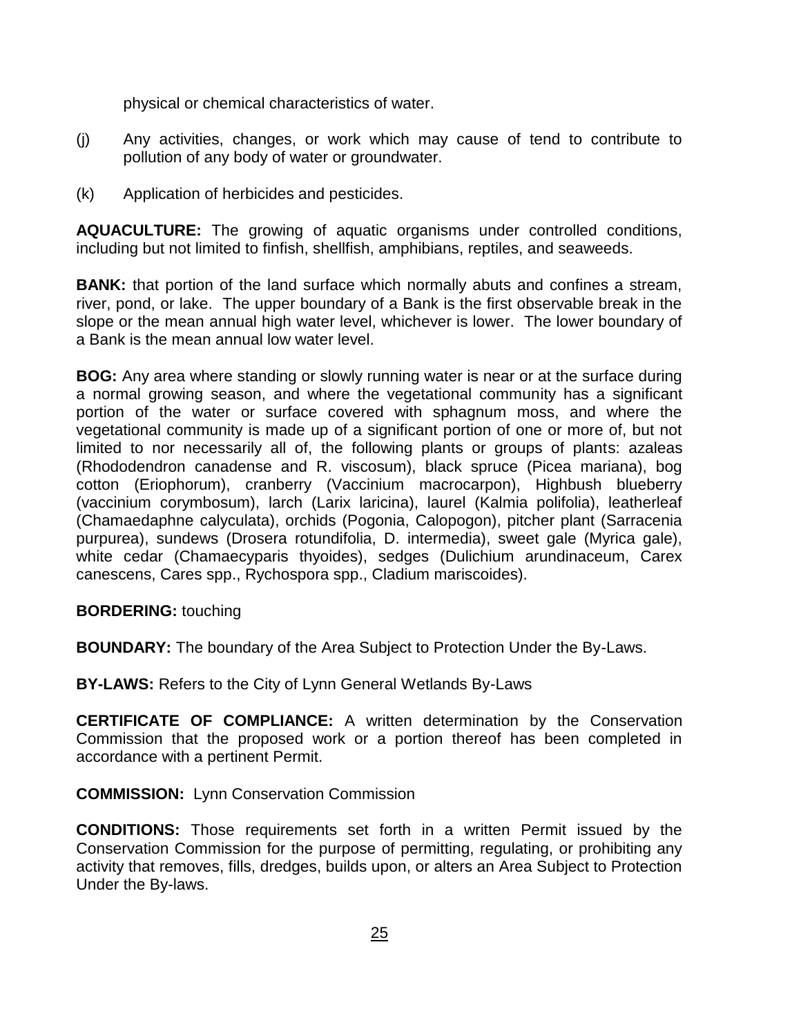physical or chemical characteristics of water.

(j) Any activities, changes, or work which may cause of tend to contribute to pollution of any body of water or groundwater.

(k) Application of herbicides and pesticides.

**AQUACULTURE:** The growing of aquatic organisms under controlled conditions, including but not limited to finfish, shellfish, amphibians, reptiles, and seaweeds.

**BANK:** that portion of the land surface which normally abuts and confines a stream, river, pond, or lake. The upper boundary of a Bank is the first observable break in the slope or the mean annual high water level, whichever is lower. The lower boundary of a Bank is the mean annual low water level.

**BOG:** Any area where standing or slowly running water is near or at the surface during a normal growing season, and where the vegetational community has a significant portion of the water or surface covered with sphagnum moss, and where the vegetational community is made up of a significant portion of one or more of, but not limited to nor necessarily all of, the following plants or groups of plants: azaleas (Rhododendron canadense and R. viscosum), black spruce (Picea mariana), bog cotton (Eriophorum), cranberry (Vaccinium macrocarpon), Highbush blueberry (vaccinium corymbosum), larch (Larix laricina), laurel (Kalmia polifolia), leatherleaf (Chamaedaphne calyculata), orchids (Pogonia, Calopogon), pitcher plant (Sarracenia purpurea), sundews (Drosera rotundifolia, D. intermedia), sweet gale (Myrica gale), white cedar (Chamaecyparis thyoides), sedges (Dulichium arundinaceum, Carex canescens, Cares spp., Rychospora spp., Cladium mariscoides).

**BORDERING:** touching

**BOUNDARY:** The boundary of the Area Subject to Protection Under the By-Laws.

**BY-LAWS:** Refers to the City of Lynn General Wetlands By-Laws

**CERTIFICATE OF COMPLIANCE:** A written determination by the Conservation Commission that the proposed work or a portion thereof has been completed in accordance with a pertinent Permit.

**COMMISSION:** Lynn Conservation Commission

**CONDITIONS:** Those requirements set forth in a written Permit issued by the Conservation Commission for the purpose of permitting, regulating, or prohibiting any activity that removes, fills, dredges, builds upon, or alters an Area Subject to Protection Under the By-laws.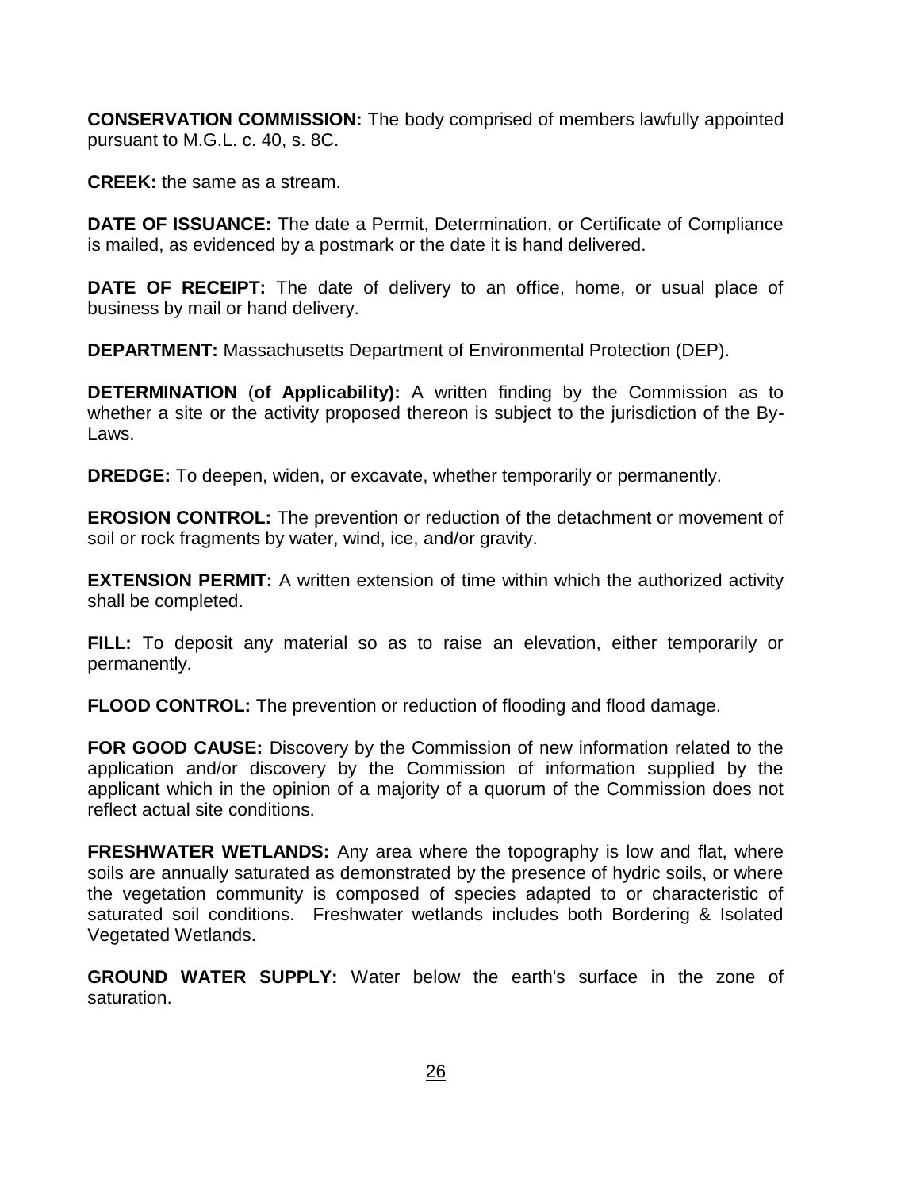**CONSERVATION COMMISSION:** The body comprised of members lawfully appointed pursuant to M.G.L. c. 40, s. 8C.

**CREEK:** the same as a stream.

**DATE OF ISSUANCE:** The date a Permit, Determination, or Certificate of Compliance is mailed, as evidenced by a postmark or the date it is hand delivered.

**DATE OF RECEIPT:** The date of delivery to an office, home, or usual place of business by mail or hand delivery.

**DEPARTMENT:** Massachusetts Department of Environmental Protection (DEP).

**DETERMINATION** (**of Applicability):** A written finding by the Commission as to whether a site or the activity proposed thereon is subject to the jurisdiction of the By-Laws.

**DREDGE:** To deepen, widen, or excavate, whether temporarily or permanently.

**EROSION CONTROL:** The prevention or reduction of the detachment or movement of soil or rock fragments by water, wind, ice, and/or gravity.

**EXTENSION PERMIT:** A written extension of time within which the authorized activity shall be completed.

**FILL:** To deposit any material so as to raise an elevation, either temporarily or permanently.

**FLOOD CONTROL:** The prevention or reduction of flooding and flood damage.

**FOR GOOD CAUSE:** Discovery by the Commission of new information related to the application and/or discovery by the Commission of information supplied by the applicant which in the opinion of a majority of a quorum of the Commission does not reflect actual site conditions.

**FRESHWATER WETLANDS:** Any area where the topography is low and flat, where soils are annually saturated as demonstrated by the presence of hydric soils, or where the vegetation community is composed of species adapted to or characteristic of saturated soil conditions. Freshwater wetlands includes both Bordering & Isolated Vegetated Wetlands.

**GROUND WATER SUPPLY:** Water below the earth's surface in the zone of saturation.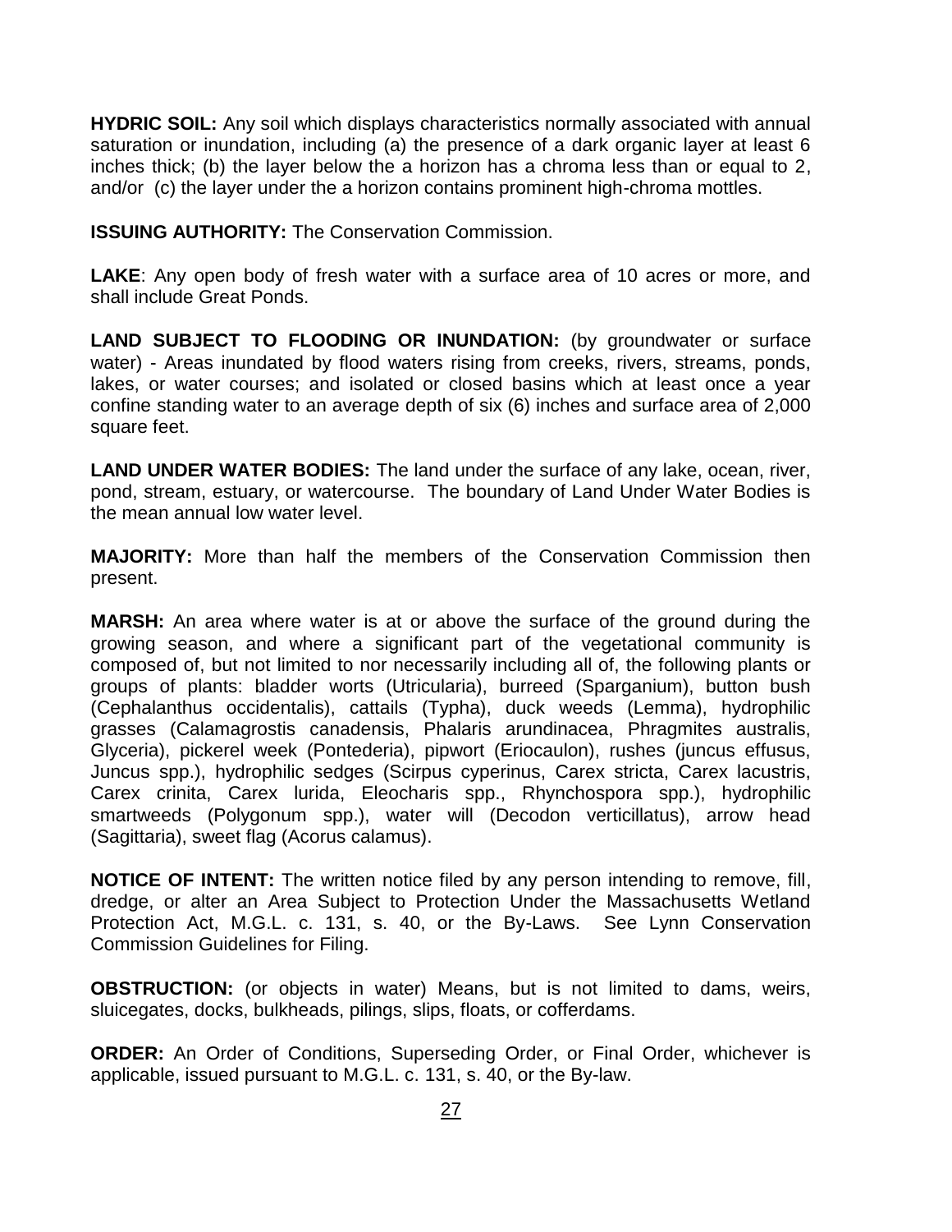**HYDRIC SOIL:** Any soil which displays characteristics normally associated with annual saturation or inundation, including (a) the presence of a dark organic layer at least 6 inches thick; (b) the layer below the a horizon has a chroma less than or equal to 2, and/or (c) the layer under the a horizon contains prominent high-chroma mottles.

**ISSUING AUTHORITY:** The Conservation Commission.

**LAKE**: Any open body of fresh water with a surface area of 10 acres or more, and shall include Great Ponds.

**LAND SUBJECT TO FLOODING OR INUNDATION:** (by groundwater or surface water) - Areas inundated by flood waters rising from creeks, rivers, streams, ponds, lakes, or water courses; and isolated or closed basins which at least once a year confine standing water to an average depth of six (6) inches and surface area of 2,000 square feet.

**LAND UNDER WATER BODIES:** The land under the surface of any lake, ocean, river, pond, stream, estuary, or watercourse. The boundary of Land Under Water Bodies is the mean annual low water level.

**MAJORITY:** More than half the members of the Conservation Commission then present.

**MARSH:** An area where water is at or above the surface of the ground during the growing season, and where a significant part of the vegetational community is composed of, but not limited to nor necessarily including all of, the following plants or groups of plants: bladder worts (Utricularia), burreed (Sparganium), button bush (Cephalanthus occidentalis), cattails (Typha), duck weeds (Lemma), hydrophilic grasses (Calamagrostis canadensis, Phalaris arundinacea, Phragmites australis, Glyceria), pickerel week (Pontederia), pipwort (Eriocaulon), rushes (juncus effusus, Juncus spp.), hydrophilic sedges (Scirpus cyperinus, Carex stricta, Carex lacustris, Carex crinita, Carex lurida, Eleocharis spp., Rhynchospora spp.), hydrophilic smartweeds (Polygonum spp.), water will (Decodon verticillatus), arrow head (Sagittaria), sweet flag (Acorus calamus).

**NOTICE OF INTENT:** The written notice filed by any person intending to remove, fill, dredge, or alter an Area Subject to Protection Under the Massachusetts Wetland Protection Act, M.G.L. c. 131, s. 40, or the By-Laws. See Lynn Conservation Commission Guidelines for Filing.

**OBSTRUCTION:** (or objects in water) Means, but is not limited to dams, weirs, sluicegates, docks, bulkheads, pilings, slips, floats, or cofferdams.

**ORDER:** An Order of Conditions, Superseding Order, or Final Order, whichever is applicable, issued pursuant to M.G.L. c. 131, s. 40, or the By-law.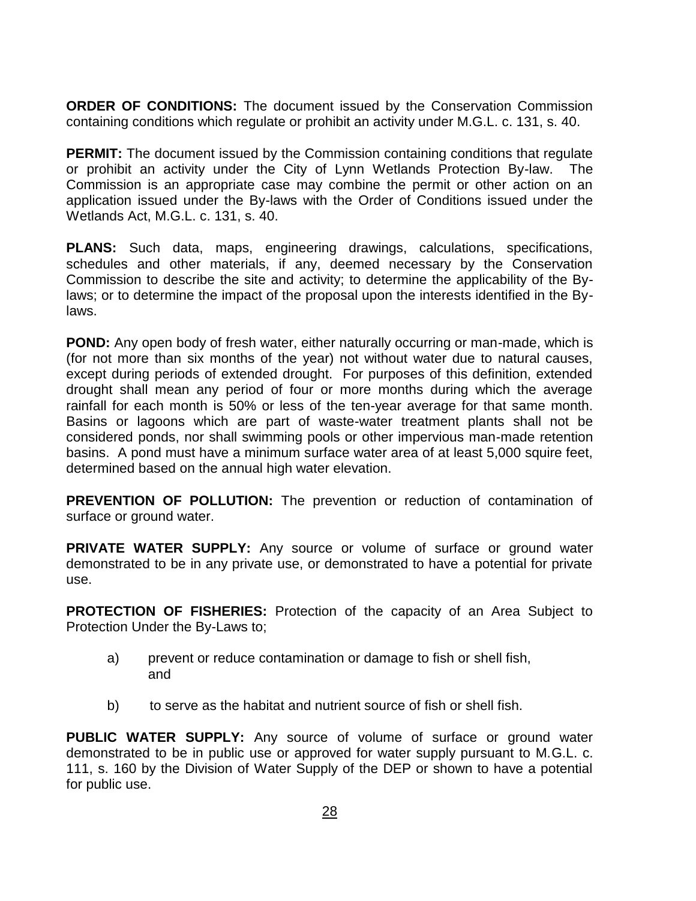**ORDER OF CONDITIONS:** The document issued by the Conservation Commission containing conditions which regulate or prohibit an activity under M.G.L. c. 131, s. 40.

**PERMIT:** The document issued by the Commission containing conditions that regulate or prohibit an activity under the City of Lynn Wetlands Protection By-law. The Commission is an appropriate case may combine the permit or other action on an application issued under the By-laws with the Order of Conditions issued under the Wetlands Act, M.G.L. c. 131, s. 40.

**PLANS:** Such data, maps, engineering drawings, calculations, specifications, schedules and other materials, if any, deemed necessary by the Conservation Commission to describe the site and activity; to determine the applicability of the By-laws; or to determine the impact of the proposal upon the interests identified in the By-laws.

**POND:** Any open body of fresh water, either naturally occurring or man-made, which is (for not more than six months of the year) not without water due to natural causes, except during periods of extended drought. For purposes of this definition, extended drought shall mean any period of four or more months during which the average rainfall for each month is 50% or less of the ten-year average for that same month. Basins or lagoons which are part of waste-water treatment plants shall not be considered ponds, nor shall swimming pools or other impervious man-made retention basins. A pond must have a minimum surface water area of at least 5,000 squire feet, determined based on the annual high water elevation.

**PREVENTION OF POLLUTION:** The prevention or reduction of contamination of surface or ground water.

**PRIVATE WATER SUPPLY:** Any source or volume of surface or ground water demonstrated to be in any private use, or demonstrated to have a potential for private use.

**PROTECTION OF FISHERIES:** Protection of the capacity of an Area Subject to Protection Under the By-Laws to;

a) prevent or reduce contamination or damage to fish or shell fish, and

b) to serve as the habitat and nutrient source of fish or shell fish.

**PUBLIC WATER SUPPLY:** Any source of volume of surface or ground water demonstrated to be in public use or approved for water supply pursuant to M.G.L. c. 111, s. 160 by the Division of Water Supply of the DEP or shown to have a potential for public use.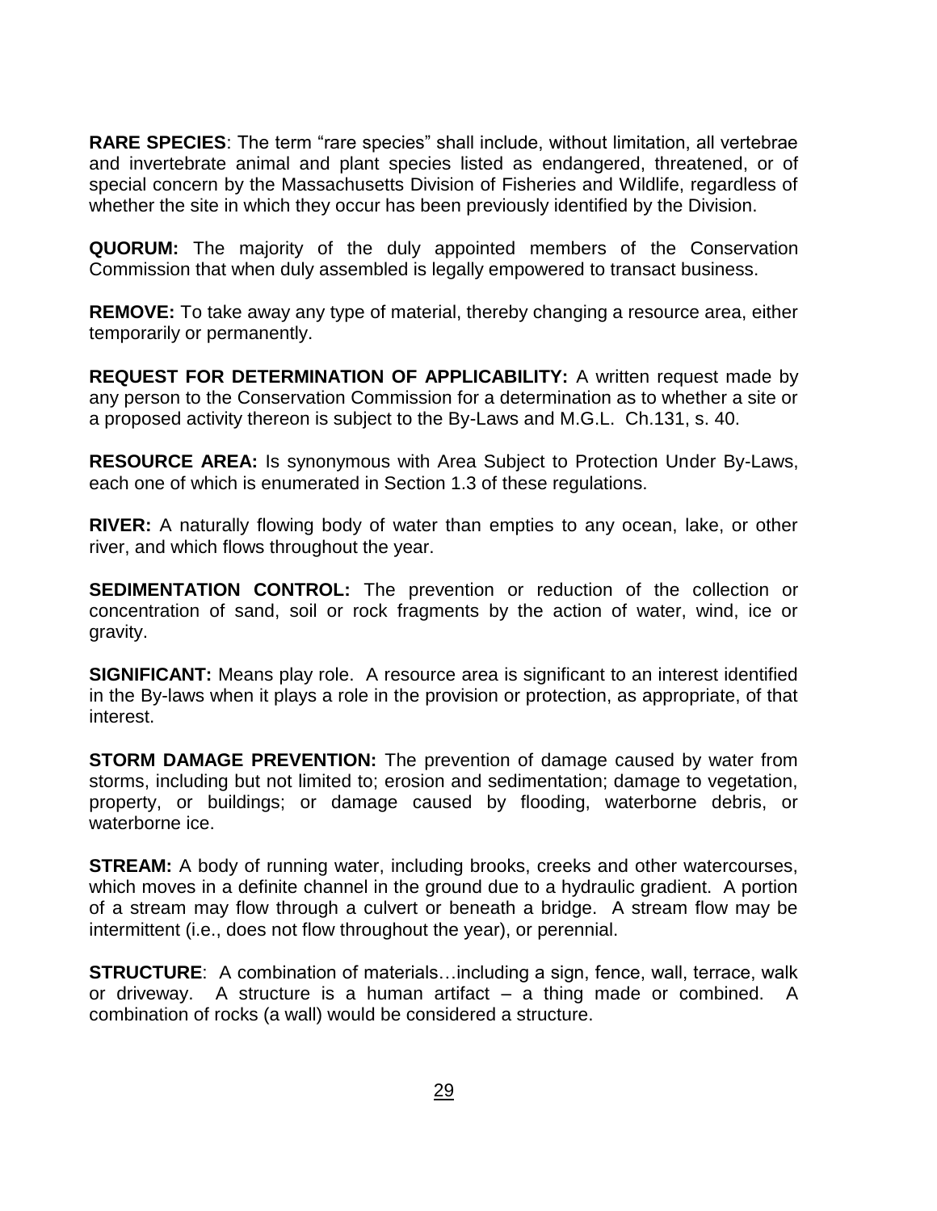**RARE SPECIES**: The term "rare species" shall include, without limitation, all vertebrae and invertebrate animal and plant species listed as endangered, threatened, or of special concern by the Massachusetts Division of Fisheries and Wildlife, regardless of whether the site in which they occur has been previously identified by the Division.

**QUORUM:** The majority of the duly appointed members of the Conservation Commission that when duly assembled is legally empowered to transact business.

**REMOVE:** To take away any type of material, thereby changing a resource area, either temporarily or permanently.

**REQUEST FOR DETERMINATION OF APPLICABILITY:** A written request made by any person to the Conservation Commission for a determination as to whether a site or a proposed activity thereon is subject to the By-Laws and M.G.L. Ch.131, s. 40.

**RESOURCE AREA:** Is synonymous with Area Subject to Protection Under By-Laws, each one of which is enumerated in Section 1.3 of these regulations.

**RIVER:** A naturally flowing body of water than empties to any ocean, lake, or other river, and which flows throughout the year.

**SEDIMENTATION CONTROL:** The prevention or reduction of the collection or concentration of sand, soil or rock fragments by the action of water, wind, ice or gravity.

**SIGNIFICANT:** Means play role. A resource area is significant to an interest identified in the By-laws when it plays a role in the provision or protection, as appropriate, of that interest.

**STORM DAMAGE PREVENTION:** The prevention of damage caused by water from storms, including but not limited to; erosion and sedimentation; damage to vegetation, property, or buildings; or damage caused by flooding, waterborne debris, or waterborne ice.

**STREAM:** A body of running water, including brooks, creeks and other watercourses, which moves in a definite channel in the ground due to a hydraulic gradient. A portion of a stream may flow through a culvert or beneath a bridge. A stream flow may be intermittent (i.e., does not flow throughout the year), or perennial.

**STRUCTURE**: A combination of materials…including a sign, fence, wall, terrace, walk or driveway. A structure is a human artifact – a thing made or combined. A combination of rocks (a wall) would be considered a structure.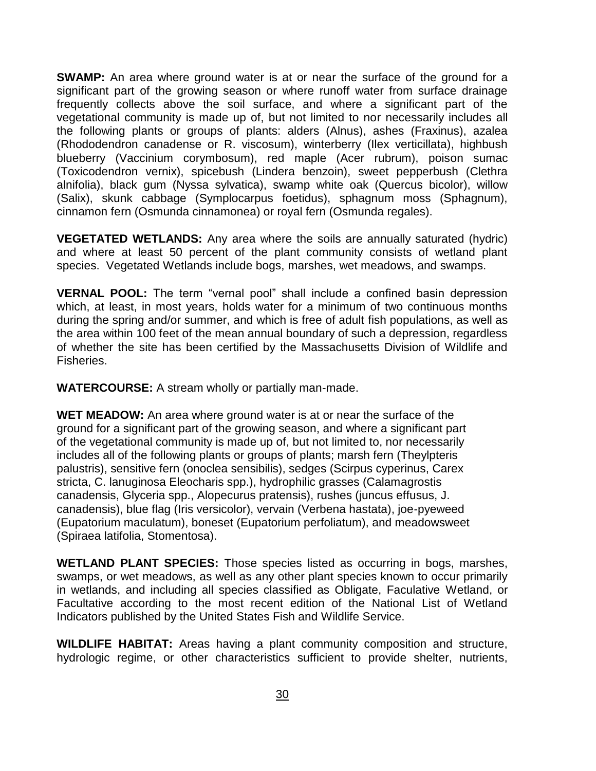**SWAMP:** An area where ground water is at or near the surface of the ground for a significant part of the growing season or where runoff water from surface drainage frequently collects above the soil surface, and where a significant part of the vegetational community is made up of, but not limited to nor necessarily includes all the following plants or groups of plants: alders (Alnus), ashes (Fraxinus), azalea (Rhododendron canadense or R. viscosum), winterberry (Ilex verticillata), highbush blueberry (Vaccinium corymbosum), red maple (Acer rubrum), poison sumac (Toxicodendron vernix), spicebush (Lindera benzoin), sweet pepperbush (Clethra alnifolia), black gum (Nyssa sylvatica), swamp white oak (Quercus bicolor), willow (Salix), skunk cabbage (Symplocarpus foetidus), sphagnum moss (Sphagnum), cinnamon fern (Osmunda cinnamonea) or royal fern (Osmunda regales).

**VEGETATED WETLANDS:** Any area where the soils are annually saturated (hydric) and where at least 50 percent of the plant community consists of wetland plant species. Vegetated Wetlands include bogs, marshes, wet meadows, and swamps.

**VERNAL POOL:** The term "vernal pool" shall include a confined basin depression which, at least, in most years, holds water for a minimum of two continuous months during the spring and/or summer, and which is free of adult fish populations, as well as the area within 100 feet of the mean annual boundary of such a depression, regardless of whether the site has been certified by the Massachusetts Division of Wildlife and Fisheries.

**WATERCOURSE:** A stream wholly or partially man-made.

**WET MEADOW:** An area where ground water is at or near the surface of the ground for a significant part of the growing season, and where a significant part of the vegetational community is made up of, but not limited to, nor necessarily includes all of the following plants or groups of plants; marsh fern (Theylpteris palustris), sensitive fern (onoclea sensibilis), sedges (Scirpus cyperinus, Carex stricta, C. lanuginosa Eleocharis spp.), hydrophilic grasses (Calamagrostis canadensis, Glyceria spp., Alopecurus pratensis), rushes (juncus effusus, J. canadensis), blue flag (Iris versicolor), vervain (Verbena hastata), joe-pyeweed (Eupatorium maculatum), boneset (Eupatorium perfoliatum), and meadowsweet (Spiraea latifolia, Stomentosa).

**WETLAND PLANT SPECIES:** Those species listed as occurring in bogs, marshes, swamps, or wet meadows, as well as any other plant species known to occur primarily in wetlands, and including all species classified as Obligate, Faculative Wetland, or Facultative according to the most recent edition of the National List of Wetland Indicators published by the United States Fish and Wildlife Service.

**WILDLIFE HABITAT:** Areas having a plant community composition and structure, hydrologic regime, or other characteristics sufficient to provide shelter, nutrients,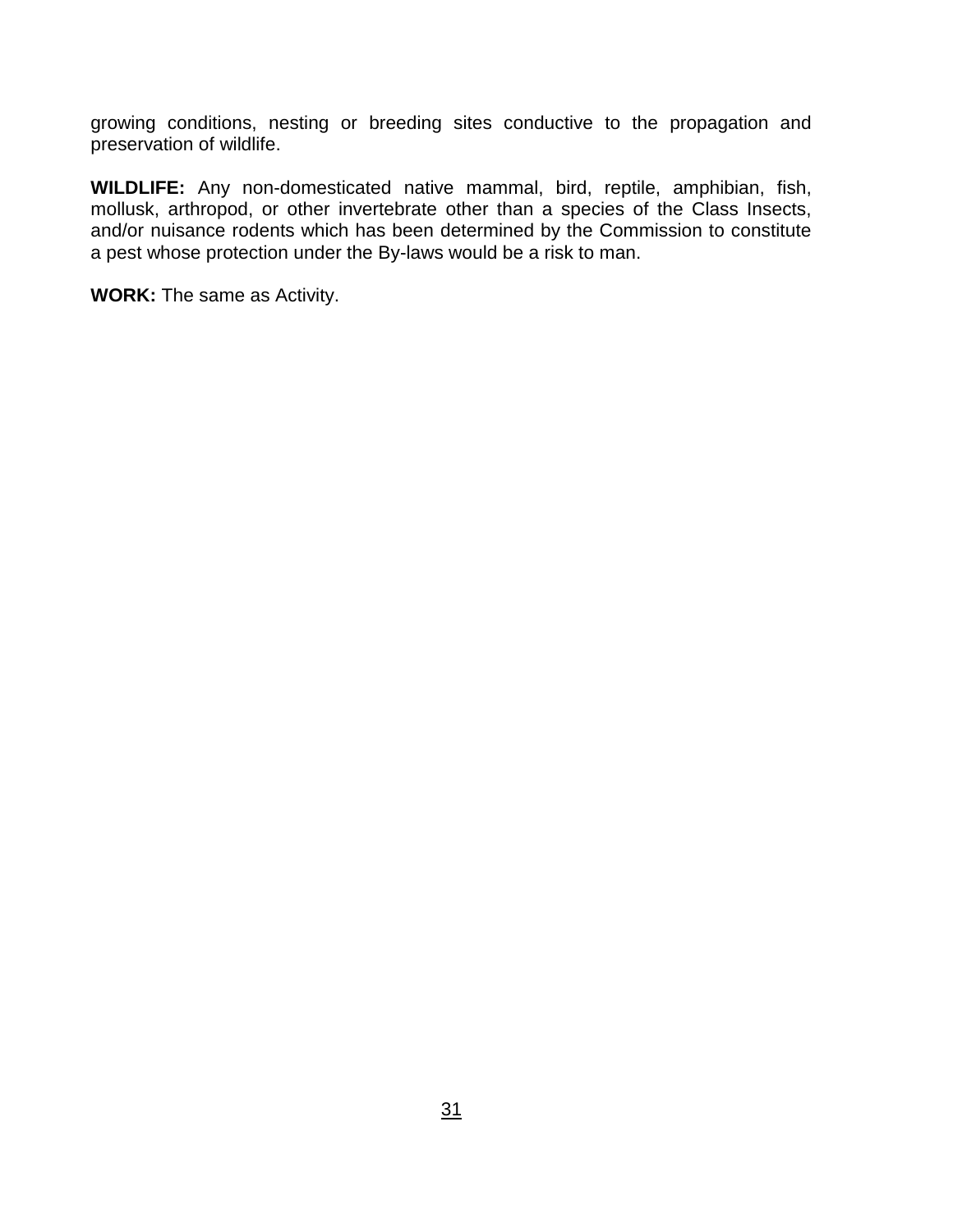growing conditions, nesting or breeding sites conductive to the propagation and preservation of wildlife.

**WILDLIFE:** Any non-domesticated native mammal, bird, reptile, amphibian, fish, mollusk, arthropod, or other invertebrate other than a species of the Class Insects, and/or nuisance rodents which has been determined by the Commission to constitute a pest whose protection under the By-laws would be a risk to man.

**WORK:** The same as Activity.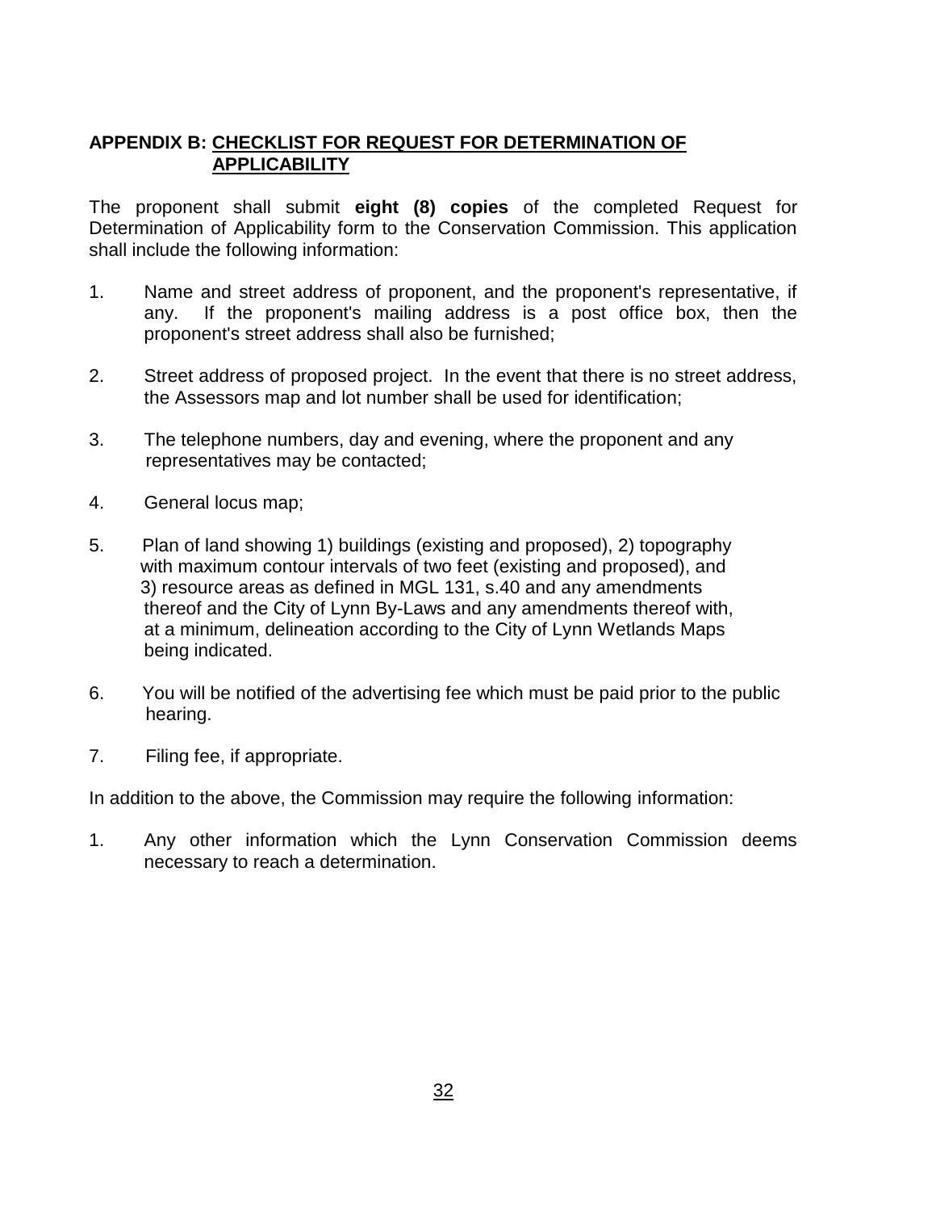## APPENDIX B: <u>CHECKLIST FOR REQUEST FOR DETERMINATION OF APPLICABILITY</u>

The proponent shall submit **eight (8) copies** of the completed Request for Determination of Applicability form to the Conservation Commission. This application shall include the following information:

1. Name and street address of proponent, and the proponent's representative, if any. If the proponent's mailing address is a post office box, then the proponent's street address shall also be furnished;

2. Street address of proposed project. In the event that there is no street address, the Assessors map and lot number shall be used for identification;

3. The telephone numbers, day and evening, where the proponent and any representatives may be contacted;

4. General locus map;

5. Plan of land showing 1) buildings (existing and proposed), 2) topography with maximum contour intervals of two feet (existing and proposed), and 3) resource areas as defined in MGL 131, s.40 and any amendments thereof and the City of Lynn By-Laws and any amendments thereof with, at a minimum, delineation according to the City of Lynn Wetlands Maps being indicated.

6. You will be notified of the advertising fee which must be paid prior to the public hearing.

7. Filing fee, if appropriate.

In addition to the above, the Commission may require the following information:

1. Any other information which the Lynn Conservation Commission deems necessary to reach a determination.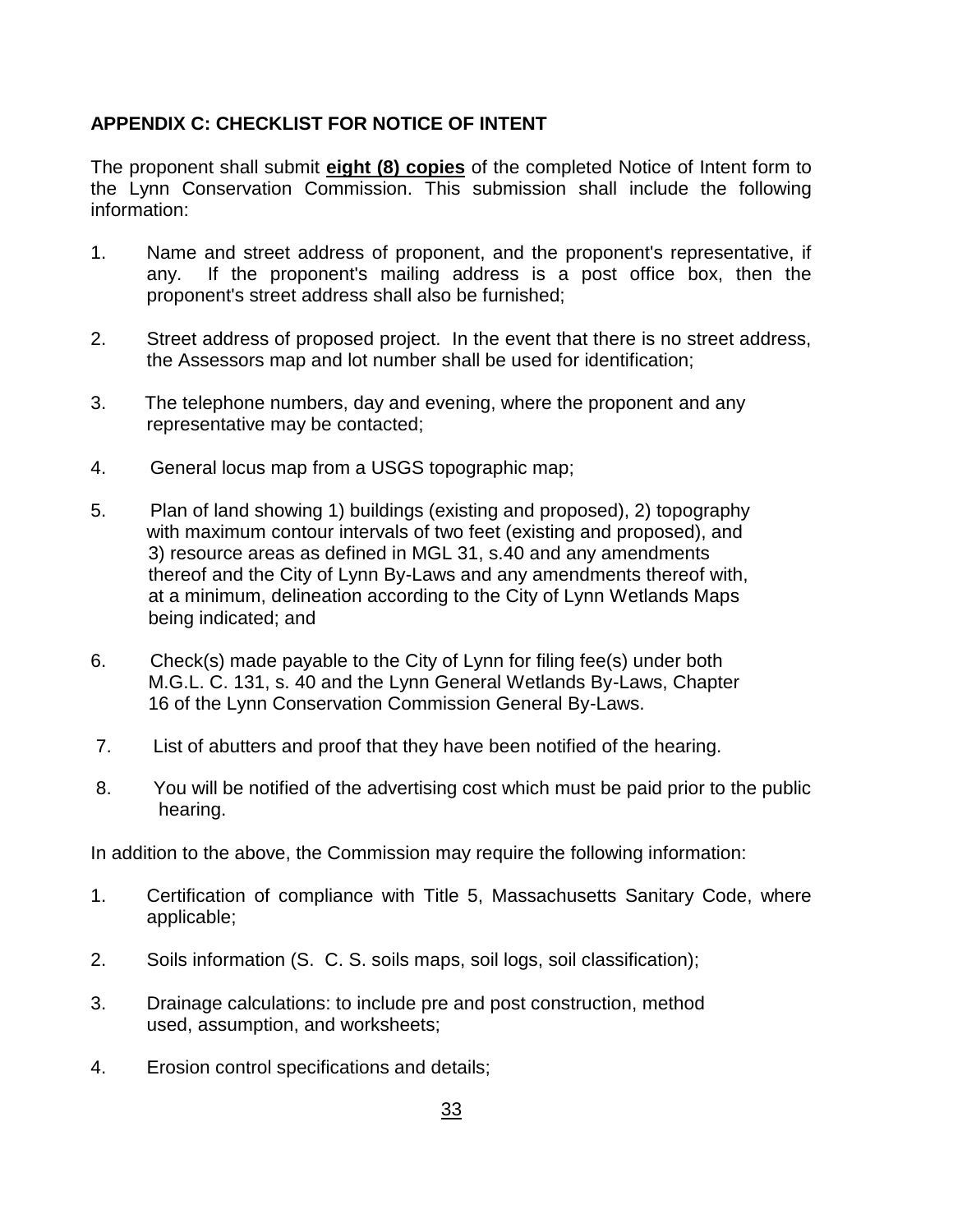## APPENDIX C: CHECKLIST FOR NOTICE OF INTENT

The proponent shall submit **eight (8) copies** of the completed Notice of Intent form to the Lynn Conservation Commission. This submission shall include the following information:

1. Name and street address of proponent, and the proponent's representative, if any. If the proponent's mailing address is a post office box, then the proponent's street address shall also be furnished;

2. Street address of proposed project. In the event that there is no street address, the Assessors map and lot number shall be used for identification;

3. The telephone numbers, day and evening, where the proponent and any representative may be contacted;

4. General locus map from a USGS topographic map;

5. Plan of land showing 1) buildings (existing and proposed), 2) topography with maximum contour intervals of two feet (existing and proposed), and 3) resource areas as defined in MGL 31, s.40 and any amendments thereof and the City of Lynn By-Laws and any amendments thereof with, at a minimum, delineation according to the City of Lynn Wetlands Maps being indicated; and

6. Check(s) made payable to the City of Lynn for filing fee(s) under both M.G.L. C. 131, s. 40 and the Lynn General Wetlands By-Laws, Chapter 16 of the Lynn Conservation Commission General By-Laws.

7. List of abutters and proof that they have been notified of the hearing.

8. You will be notified of the advertising cost which must be paid prior to the public hearing.

In addition to the above, the Commission may require the following information:

1. Certification of compliance with Title 5, Massachusetts Sanitary Code, where applicable;

2. Soils information (S. C. S. soils maps, soil logs, soil classification);

3. Drainage calculations: to include pre and post construction, method used, assumption, and worksheets;

4. Erosion control specifications and details;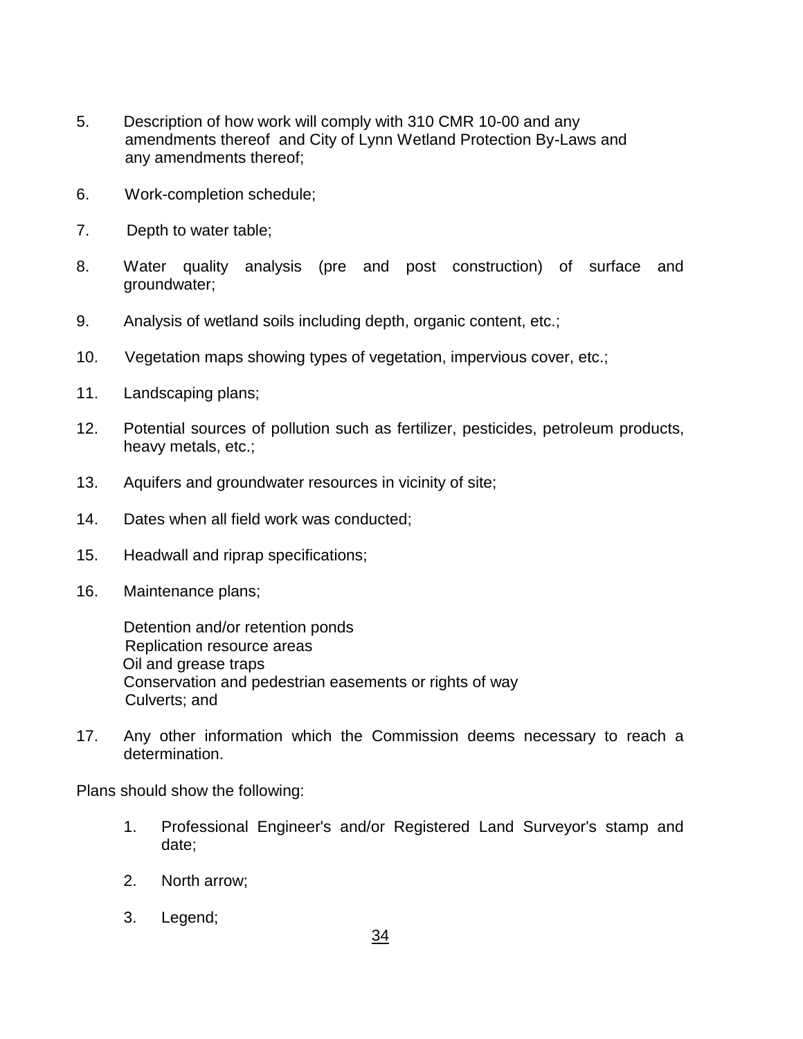5. Description of how work will comply with 310 CMR 10-00 and any amendments thereof and City of Lynn Wetland Protection By-Laws and any amendments thereof;

6. Work-completion schedule;

7. Depth to water table;

8. Water quality analysis (pre and post construction) of surface and groundwater;

9. Analysis of wetland soils including depth, organic content, etc.;

10. Vegetation maps showing types of vegetation, impervious cover, etc.;

11. Landscaping plans;

12. Potential sources of pollution such as fertilizer, pesticides, petroleum products, heavy metals, etc.;

13. Aquifers and groundwater resources in vicinity of site;

14. Dates when all field work was conducted;

15. Headwall and riprap specifications;

16. Maintenance plans;

    Detention and/or retention ponds
    Replication resource areas
    Oil and grease traps
    Conservation and pedestrian easements or rights of way
    Culverts; and

17. Any other information which the Commission deems necessary to reach a determination.

Plans should show the following:

1. Professional Engineer's and/or Registered Land Surveyor's stamp and date;

2. North arrow;

3. Legend;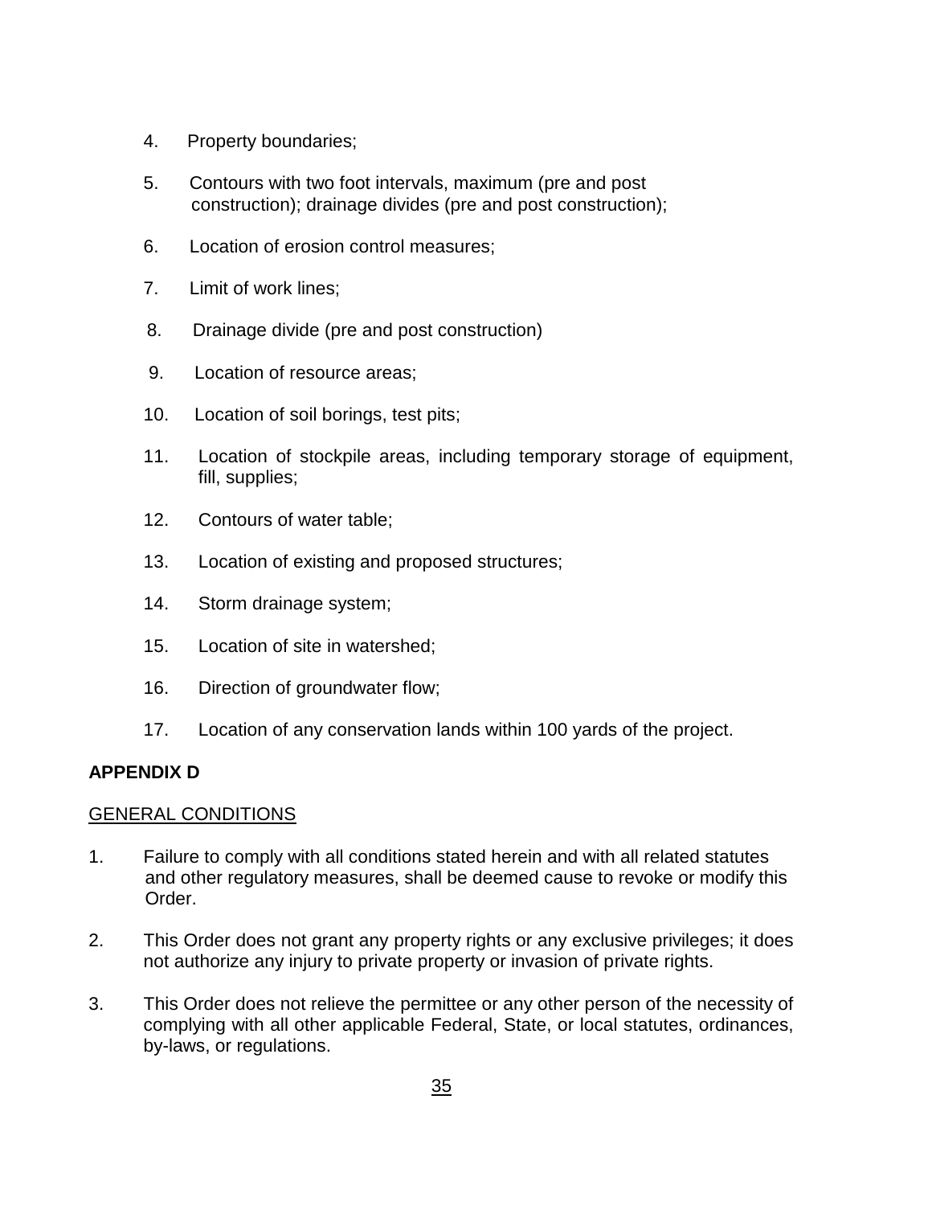4. Property boundaries;

5. Contours with two foot intervals, maximum (pre and post construction); drainage divides (pre and post construction);

6. Location of erosion control measures;

7. Limit of work lines;

8. Drainage divide (pre and post construction)

9. Location of resource areas;

10. Location of soil borings, test pits;

11. Location of stockpile areas, including temporary storage of equipment, fill, supplies;

12. Contours of water table;

13. Location of existing and proposed structures;

14. Storm drainage system;

15. Location of site in watershed;

16. Direction of groundwater flow;

17. Location of any conservation lands within 100 yards of the project.

**APPENDIX D**

GENERAL CONDITIONS

1. Failure to comply with all conditions stated herein and with all related statutes and other regulatory measures, shall be deemed cause to revoke or modify this Order.

2. This Order does not grant any property rights or any exclusive privileges; it does not authorize any injury to private property or invasion of private rights.

3. This Order does not relieve the permittee or any other person of the necessity of complying with all other applicable Federal, State, or local statutes, ordinances, by-laws, or regulations.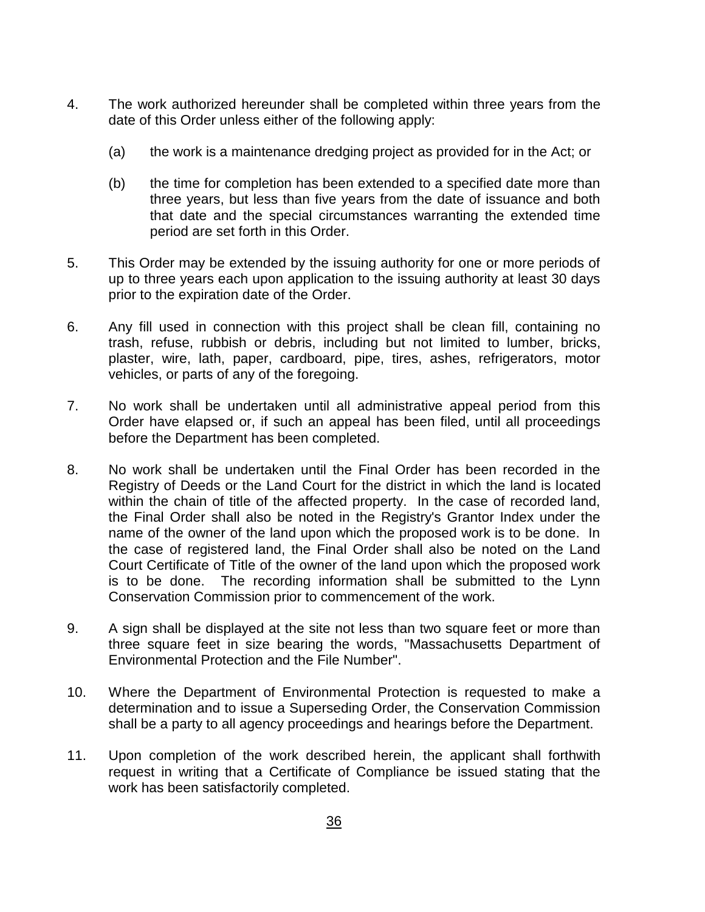4. The work authorized hereunder shall be completed within three years from the date of this Order unless either of the following apply:

   (a) the work is a maintenance dredging project as provided for in the Act; or

   (b) the time for completion has been extended to a specified date more than three years, but less than five years from the date of issuance and both that date and the special circumstances warranting the extended time period are set forth in this Order.

5. This Order may be extended by the issuing authority for one or more periods of up to three years each upon application to the issuing authority at least 30 days prior to the expiration date of the Order.

6. Any fill used in connection with this project shall be clean fill, containing no trash, refuse, rubbish or debris, including but not limited to lumber, bricks, plaster, wire, lath, paper, cardboard, pipe, tires, ashes, refrigerators, motor vehicles, or parts of any of the foregoing.

7. No work shall be undertaken until all administrative appeal period from this Order have elapsed or, if such an appeal has been filed, until all proceedings before the Department has been completed.

8. No work shall be undertaken until the Final Order has been recorded in the Registry of Deeds or the Land Court for the district in which the land is located within the chain of title of the affected property. In the case of recorded land, the Final Order shall also be noted in the Registry's Grantor Index under the name of the owner of the land upon which the proposed work is to be done. In the case of registered land, the Final Order shall also be noted on the Land Court Certificate of Title of the owner of the land upon which the proposed work is to be done. The recording information shall be submitted to the Lynn Conservation Commission prior to commencement of the work.

9. A sign shall be displayed at the site not less than two square feet or more than three square feet in size bearing the words, "Massachusetts Department of Environmental Protection and the File Number".

10. Where the Department of Environmental Protection is requested to make a determination and to issue a Superseding Order, the Conservation Commission shall be a party to all agency proceedings and hearings before the Department.

11. Upon completion of the work described herein, the applicant shall forthwith request in writing that a Certificate of Compliance be issued stating that the work has been satisfactorily completed.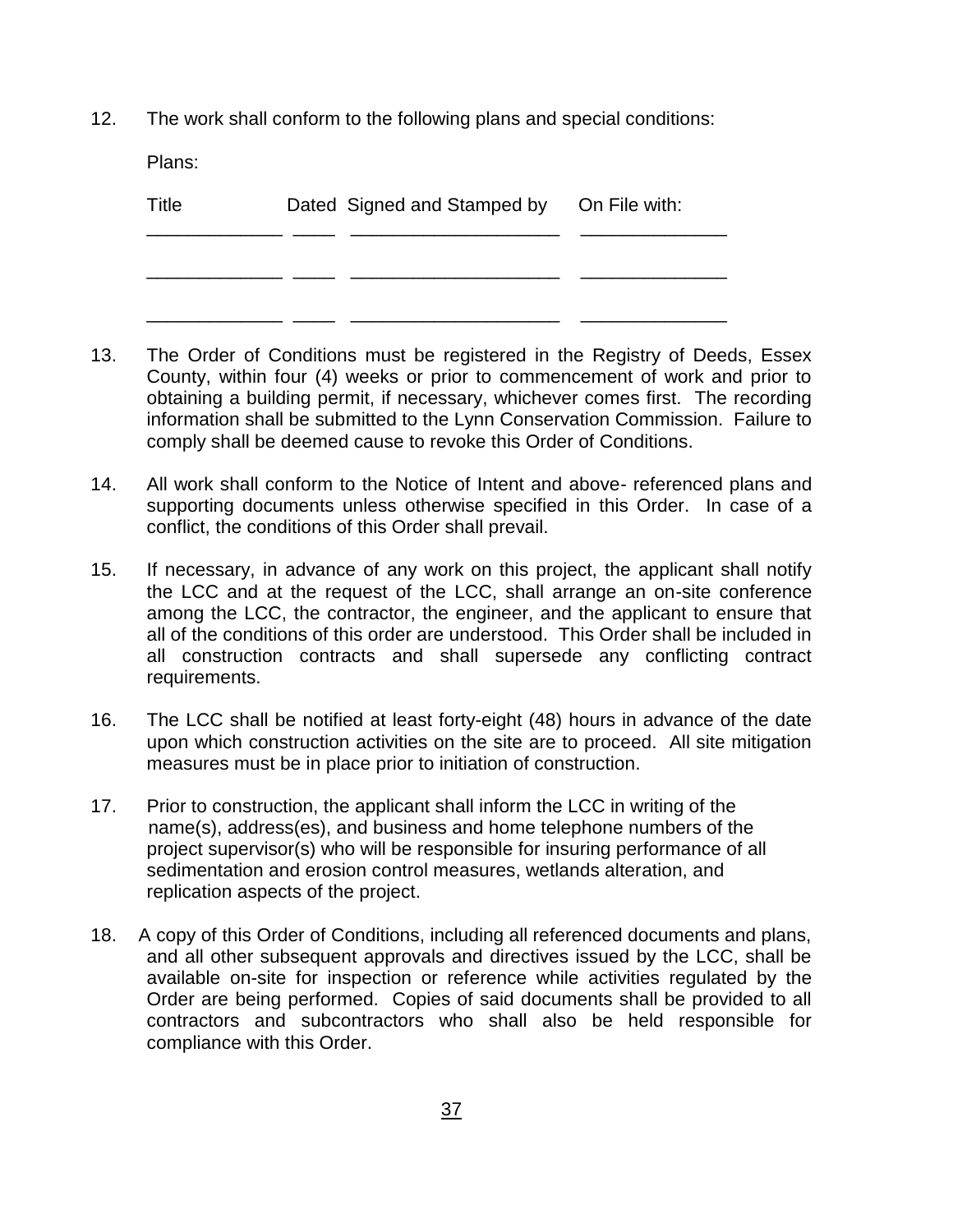12. The work shall conform to the following plans and special conditions:

    Plans:

| Title | Dated | Signed and Stamped by | On File with: |
| --- | --- | --- | --- |
| _____________ | ____ | ____________________ | ______________ |
| _____________ | ____ | ____________________ | ______________ |
| _____________ | ____ | ____________________ | ______________ |

13. The Order of Conditions must be registered in the Registry of Deeds, Essex County, within four (4) weeks or prior to commencement of work and prior to obtaining a building permit, if necessary, whichever comes first. The recording information shall be submitted to the Lynn Conservation Commission. Failure to comply shall be deemed cause to revoke this Order of Conditions.

14. All work shall conform to the Notice of Intent and above- referenced plans and supporting documents unless otherwise specified in this Order. In case of a conflict, the conditions of this Order shall prevail.

15. If necessary, in advance of any work on this project, the applicant shall notify the LCC and at the request of the LCC, shall arrange an on-site conference among the LCC, the contractor, the engineer, and the applicant to ensure that all of the conditions of this order are understood. This Order shall be included in all construction contracts and shall supersede any conflicting contract requirements.

16. The LCC shall be notified at least forty-eight (48) hours in advance of the date upon which construction activities on the site are to proceed. All site mitigation measures must be in place prior to initiation of construction.

17. Prior to construction, the applicant shall inform the LCC in writing of the name(s), address(es), and business and home telephone numbers of the project supervisor(s) who will be responsible for insuring performance of all sedimentation and erosion control measures, wetlands alteration, and replication aspects of the project.

18. A copy of this Order of Conditions, including all referenced documents and plans, and all other subsequent approvals and directives issued by the LCC, shall be available on-site for inspection or reference while activities regulated by the Order are being performed. Copies of said documents shall be provided to all contractors and subcontractors who shall also be held responsible for compliance with this Order.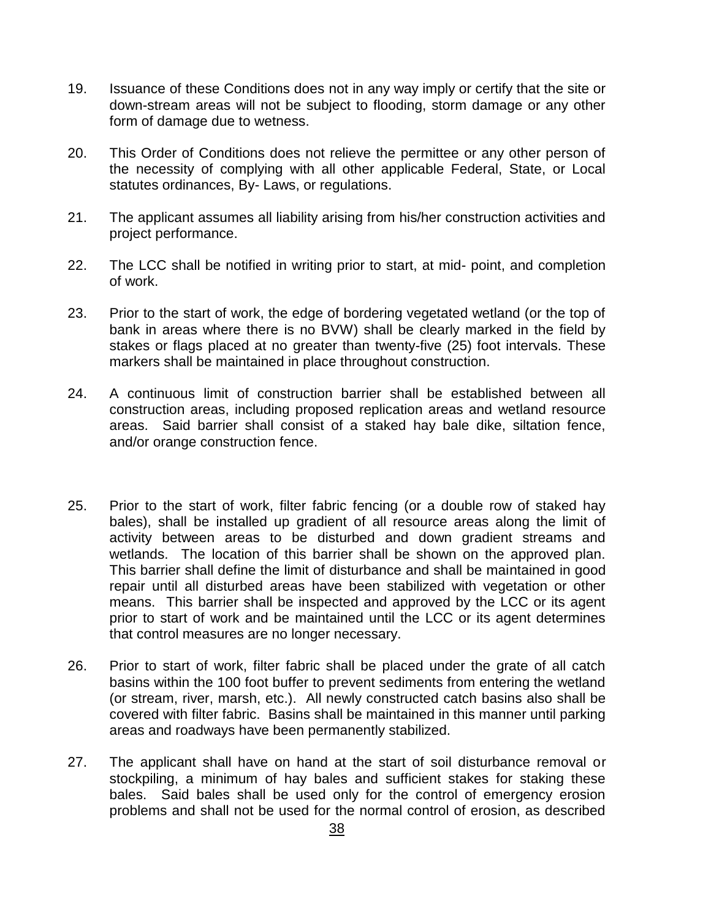19. Issuance of these Conditions does not in any way imply or certify that the site or down-stream areas will not be subject to flooding, storm damage or any other form of damage due to wetness.

20. This Order of Conditions does not relieve the permittee or any other person of the necessity of complying with all other applicable Federal, State, or Local statutes ordinances, By- Laws, or regulations.

21. The applicant assumes all liability arising from his/her construction activities and project performance.

22. The LCC shall be notified in writing prior to start, at mid- point, and completion of work.

23. Prior to the start of work, the edge of bordering vegetated wetland (or the top of bank in areas where there is no BVW) shall be clearly marked in the field by stakes or flags placed at no greater than twenty-five (25) foot intervals. These markers shall be maintained in place throughout construction.

24. A continuous limit of construction barrier shall be established between all construction areas, including proposed replication areas and wetland resource areas. Said barrier shall consist of a staked hay bale dike, siltation fence, and/or orange construction fence.

25. Prior to the start of work, filter fabric fencing (or a double row of staked hay bales), shall be installed up gradient of all resource areas along the limit of activity between areas to be disturbed and down gradient streams and wetlands. The location of this barrier shall be shown on the approved plan. This barrier shall define the limit of disturbance and shall be maintained in good repair until all disturbed areas have been stabilized with vegetation or other means. This barrier shall be inspected and approved by the LCC or its agent prior to start of work and be maintained until the LCC or its agent determines that control measures are no longer necessary.

26. Prior to start of work, filter fabric shall be placed under the grate of all catch basins within the 100 foot buffer to prevent sediments from entering the wetland (or stream, river, marsh, etc.). All newly constructed catch basins also shall be covered with filter fabric. Basins shall be maintained in this manner until parking areas and roadways have been permanently stabilized.

27. The applicant shall have on hand at the start of soil disturbance removal or stockpiling, a minimum of hay bales and sufficient stakes for staking these bales. Said bales shall be used only for the control of emergency erosion problems and shall not be used for the normal control of erosion, as described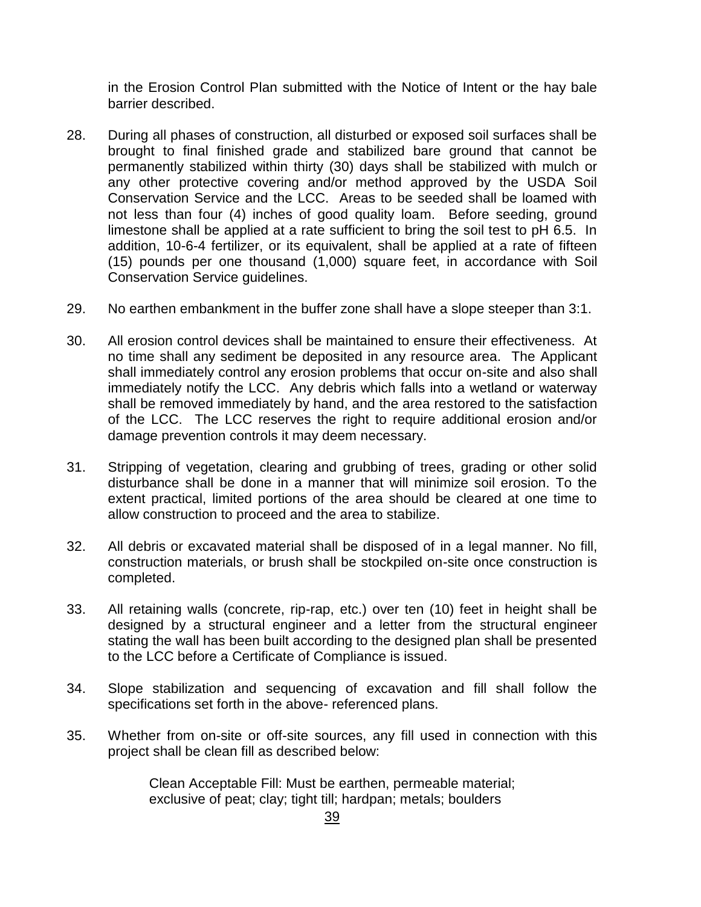in the Erosion Control Plan submitted with the Notice of Intent or the hay bale barrier described.

28. During all phases of construction, all disturbed or exposed soil surfaces shall be brought to final finished grade and stabilized bare ground that cannot be permanently stabilized within thirty (30) days shall be stabilized with mulch or any other protective covering and/or method approved by the USDA Soil Conservation Service and the LCC. Areas to be seeded shall be loamed with not less than four (4) inches of good quality loam. Before seeding, ground limestone shall be applied at a rate sufficient to bring the soil test to pH 6.5. In addition, 10-6-4 fertilizer, or its equivalent, shall be applied at a rate of fifteen (15) pounds per one thousand (1,000) square feet, in accordance with Soil Conservation Service guidelines.

29. No earthen embankment in the buffer zone shall have a slope steeper than 3:1.

30. All erosion control devices shall be maintained to ensure their effectiveness. At no time shall any sediment be deposited in any resource area. The Applicant shall immediately control any erosion problems that occur on-site and also shall immediately notify the LCC. Any debris which falls into a wetland or waterway shall be removed immediately by hand, and the area restored to the satisfaction of the LCC. The LCC reserves the right to require additional erosion and/or damage prevention controls it may deem necessary.

31. Stripping of vegetation, clearing and grubbing of trees, grading or other solid disturbance shall be done in a manner that will minimize soil erosion. To the extent practical, limited portions of the area should be cleared at one time to allow construction to proceed and the area to stabilize.

32. All debris or excavated material shall be disposed of in a legal manner. No fill, construction materials, or brush shall be stockpiled on-site once construction is completed.

33. All retaining walls (concrete, rip-rap, etc.) over ten (10) feet in height shall be designed by a structural engineer and a letter from the structural engineer stating the wall has been built according to the designed plan shall be presented to the LCC before a Certificate of Compliance is issued.

34. Slope stabilization and sequencing of excavation and fill shall follow the specifications set forth in the above- referenced plans.

35. Whether from on-site or off-site sources, any fill used in connection with this project shall be clean fill as described below:

    Clean Acceptable Fill: Must be earthen, permeable material; exclusive of peat; clay; tight till; hardpan; metals; boulders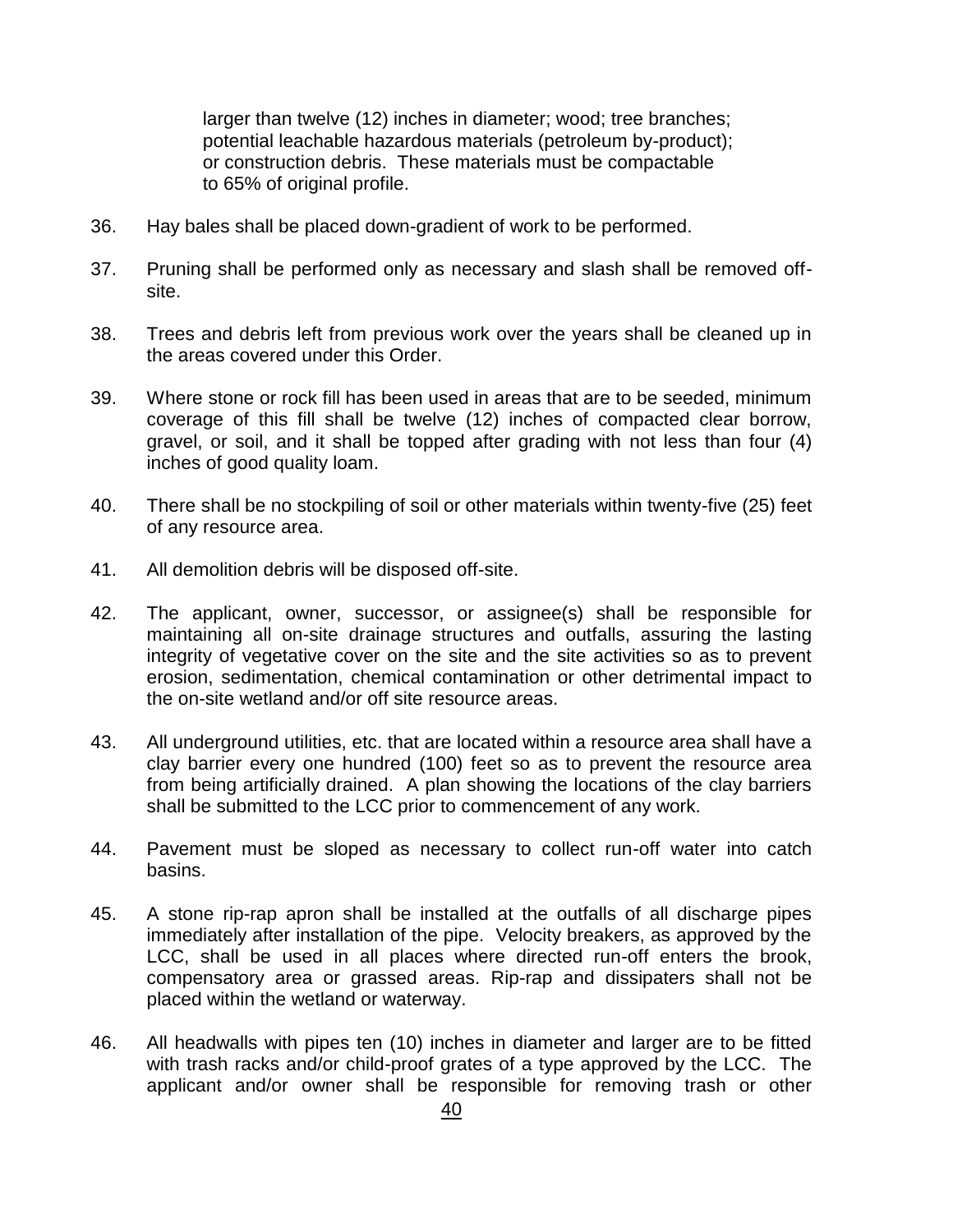larger than twelve (12) inches in diameter; wood; tree branches; potential leachable hazardous materials (petroleum by-product); or construction debris. These materials must be compactable to 65% of original profile.

36. Hay bales shall be placed down-gradient of work to be performed.

37. Pruning shall be performed only as necessary and slash shall be removed off-site.

38. Trees and debris left from previous work over the years shall be cleaned up in the areas covered under this Order.

39. Where stone or rock fill has been used in areas that are to be seeded, minimum coverage of this fill shall be twelve (12) inches of compacted clear borrow, gravel, or soil, and it shall be topped after grading with not less than four (4) inches of good quality loam.

40. There shall be no stockpiling of soil or other materials within twenty-five (25) feet of any resource area.

41. All demolition debris will be disposed off-site.

42. The applicant, owner, successor, or assignee(s) shall be responsible for maintaining all on-site drainage structures and outfalls, assuring the lasting integrity of vegetative cover on the site and the site activities so as to prevent erosion, sedimentation, chemical contamination or other detrimental impact to the on-site wetland and/or off site resource areas.

43. All underground utilities, etc. that are located within a resource area shall have a clay barrier every one hundred (100) feet so as to prevent the resource area from being artificially drained. A plan showing the locations of the clay barriers shall be submitted to the LCC prior to commencement of any work.

44. Pavement must be sloped as necessary to collect run-off water into catch basins.

45. A stone rip-rap apron shall be installed at the outfalls of all discharge pipes immediately after installation of the pipe. Velocity breakers, as approved by the LCC, shall be used in all places where directed run-off enters the brook, compensatory area or grassed areas. Rip-rap and dissipaters shall not be placed within the wetland or waterway.

46. All headwalls with pipes ten (10) inches in diameter and larger are to be fitted with trash racks and/or child-proof grates of a type approved by the LCC. The applicant and/or owner shall be responsible for removing trash or other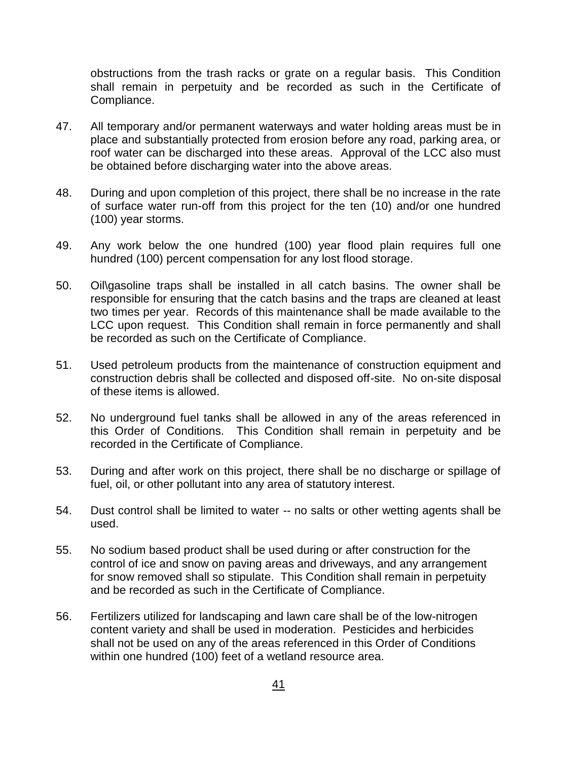obstructions from the trash racks or grate on a regular basis. This Condition shall remain in perpetuity and be recorded as such in the Certificate of Compliance.

47. All temporary and/or permanent waterways and water holding areas must be in place and substantially protected from erosion before any road, parking area, or roof water can be discharged into these areas. Approval of the LCC also must be obtained before discharging water into the above areas.

48. During and upon completion of this project, there shall be no increase in the rate of surface water run-off from this project for the ten (10) and/or one hundred (100) year storms.

49. Any work below the one hundred (100) year flood plain requires full one hundred (100) percent compensation for any lost flood storage.

50. Oil\gasoline traps shall be installed in all catch basins. The owner shall be responsible for ensuring that the catch basins and the traps are cleaned at least two times per year. Records of this maintenance shall be made available to the LCC upon request. This Condition shall remain in force permanently and shall be recorded as such on the Certificate of Compliance.

51. Used petroleum products from the maintenance of construction equipment and construction debris shall be collected and disposed off-site. No on-site disposal of these items is allowed.

52. No underground fuel tanks shall be allowed in any of the areas referenced in this Order of Conditions. This Condition shall remain in perpetuity and be recorded in the Certificate of Compliance.

53. During and after work on this project, there shall be no discharge or spillage of fuel, oil, or other pollutant into any area of statutory interest.

54. Dust control shall be limited to water -- no salts or other wetting agents shall be used.

55. No sodium based product shall be used during or after construction for the control of ice and snow on paving areas and driveways, and any arrangement for snow removed shall so stipulate. This Condition shall remain in perpetuity and be recorded as such in the Certificate of Compliance.

56. Fertilizers utilized for landscaping and lawn care shall be of the low-nitrogen content variety and shall be used in moderation. Pesticides and herbicides shall not be used on any of the areas referenced in this Order of Conditions within one hundred (100) feet of a wetland resource area.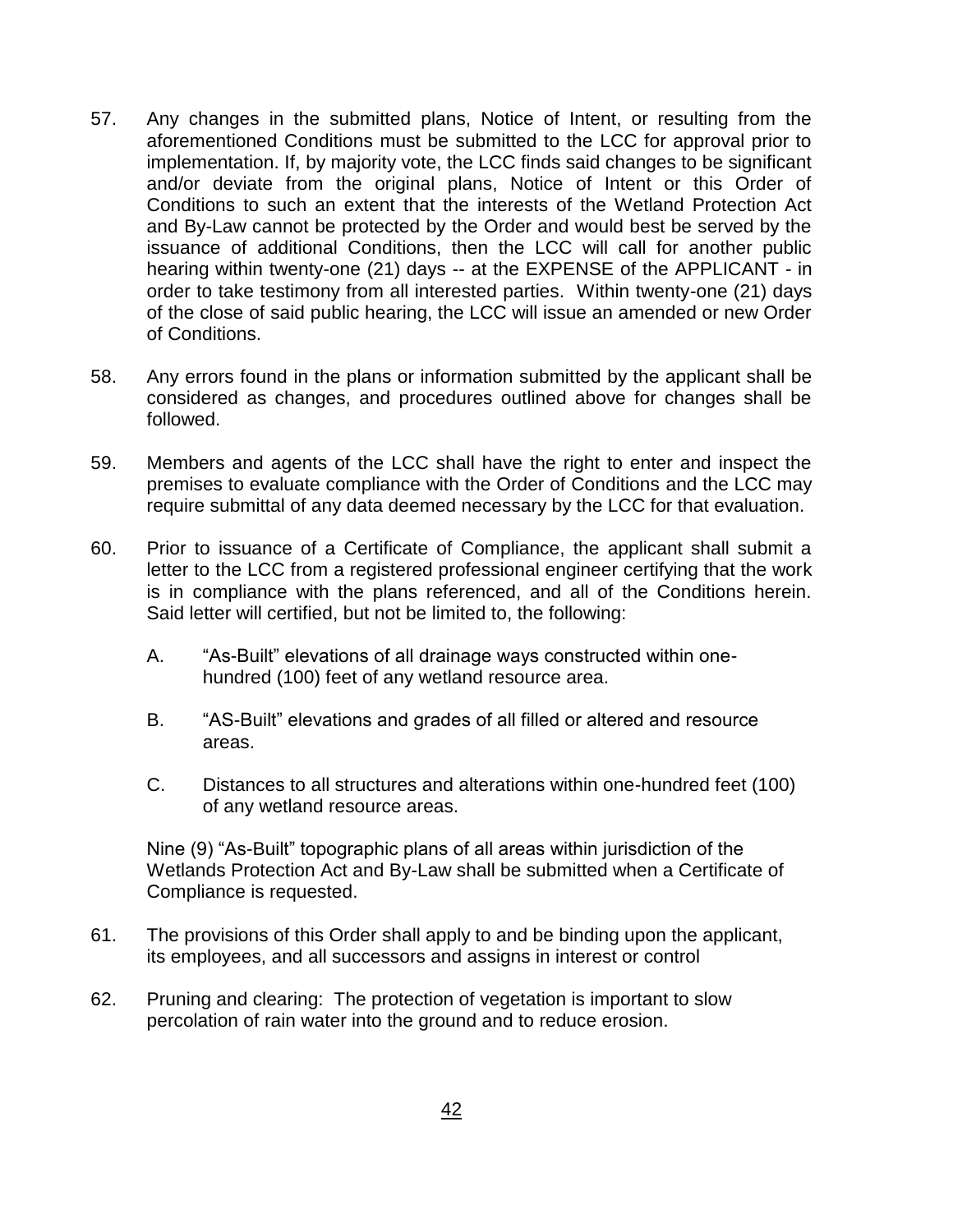57. Any changes in the submitted plans, Notice of Intent, or resulting from the aforementioned Conditions must be submitted to the LCC for approval prior to implementation. If, by majority vote, the LCC finds said changes to be significant and/or deviate from the original plans, Notice of Intent or this Order of Conditions to such an extent that the interests of the Wetland Protection Act and By-Law cannot be protected by the Order and would best be served by the issuance of additional Conditions, then the LCC will call for another public hearing within twenty-one (21) days -- at the EXPENSE of the APPLICANT - in order to take testimony from all interested parties. Within twenty-one (21) days of the close of said public hearing, the LCC will issue an amended or new Order of Conditions.

58. Any errors found in the plans or information submitted by the applicant shall be considered as changes, and procedures outlined above for changes shall be followed.

59. Members and agents of the LCC shall have the right to enter and inspect the premises to evaluate compliance with the Order of Conditions and the LCC may require submittal of any data deemed necessary by the LCC for that evaluation.

60. Prior to issuance of a Certificate of Compliance, the applicant shall submit a letter to the LCC from a registered professional engineer certifying that the work is in compliance with the plans referenced, and all of the Conditions herein. Said letter will certified, but not be limited to, the following:

    A. "As-Built" elevations of all drainage ways constructed within one-hundred (100) feet of any wetland resource area.

    B. "AS-Built" elevations and grades of all filled or altered and resource areas.

    C. Distances to all structures and alterations within one-hundred feet (100) of any wetland resource areas.

    Nine (9) "As-Built" topographic plans of all areas within jurisdiction of the Wetlands Protection Act and By-Law shall be submitted when a Certificate of Compliance is requested.

61. The provisions of this Order shall apply to and be binding upon the applicant, its employees, and all successors and assigns in interest or control

62. Pruning and clearing: The protection of vegetation is important to slow percolation of rain water into the ground and to reduce erosion.